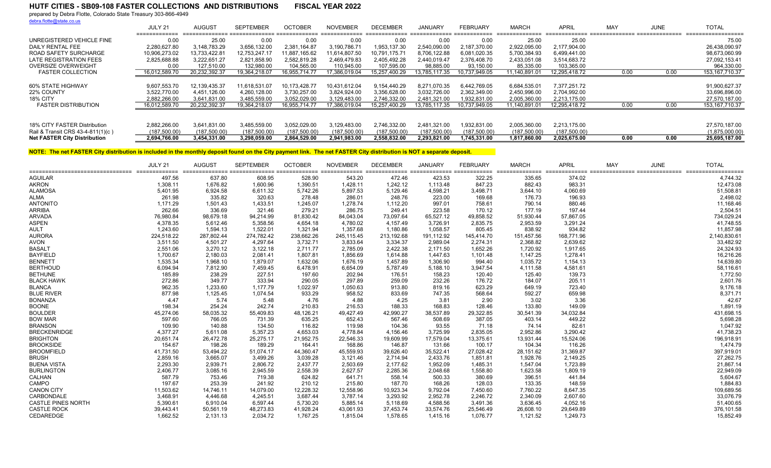# HUTF CITIES - SB09-108 FASTER COLLECTIONS AND DISTRIBUTIONS FISCAL YEAR 2022

prepared by Debra Flotte, Colorado State Treasury 303-866-4949
debra.flotte@state.co.us

| | JULY 21 | AUGUST | SEPTEMBER | OCTOBER | NOVEMBER | DECEMBER | JANUARY | FEBRUARY | MARCH | APRIL | MAY | JUNE | TOTAL |
|---|---|---|---|---|---|---|---|---|---|---|---|---|---|
| UNREGISTERED VEHICLE FINE | 0.00 | 25.00 | 0.00 | 0.00 | 0.00 | 0.00 | 0.00 | 0.00 | 25.00 | 25.00 | | | 75.00 |
| DAILY RENTAL FEE | 2,280,627.80 | 3,148,783.29 | 3,656,132.00 | 2,381,164.87 | 3,190,786.71 | 1,953,137.30 | 2,540,090.00 | 2,187,370.00 | 2,922,095.00 | 2,177,904.00 | | | 26,438,090.97 |
| ROAD SAFETY SURCHARGE | 10,906,273.02 | 13,733,422.81 | 12,753,247.17 | 11,887,165.62 | 11,614,807.50 | 10,791,175.71 | 8,706,122.88 | 6,081,020.35 | 5,700,384.93 | 6,499,441.00 | | | 98,673,060.99 |
| LATE REGISTRATION FEES | 2,825,688.88 | 3,222,651.27 | 2,821,858.90 | 2,582,819.28 | 2,469,479.83 | 2,405,492.28 | 2,440,019.47 | 2,376,408.70 | 2,433,051.08 | 3,514,683.72 | | | 27,092,153.41 |
| OVERSIZE OVERWEIGHT | 0.00 | 127,510.00 | 132,980.00 | 104,565.00 | 110,945.00 | 107,595.00 | 98,885.00 | 93,150.00 | 85,335.00 | 103,365.00 | | | 964,330.00 |
| FASTER COLLECTION | 16,012,589.70 | 20,232,392.37 | 19,364,218.07 | 16,955,714.77 | 17,386,019.04 | 15,257,400.29 | 13,785,117.35 | 10,737,949.05 | 11,140,891.01 | 12,295,418.72 | 0.00 | 0.00 | 153,167,710.37 |
| 60% STATE HIGHWAY | 9,607,553.70 | 12,139,435.37 | 11,618,531.07 | 10,173,428.77 | 10,431,612.04 | 9,154,440.29 | 8,271,070.35 | 6,442,769.05 | 6,684,535.01 | 7,377,251.72 | | | 91,900,627.37 |
| 22% COUNTY | 3,522,770.00 | 4,451,126.00 | 4,260,128.00 | 3,730,257.00 | 3,824,924.00 | 3,356,628.00 | 3,032,726.00 | 2,362,349.00 | 2,450,996.00 | 2,704,992.00 | | | 33,696,896.00 |
| 18% CITY | 2,882,266.00 | 3,641,831.00 | 3,485,559.00 | 3,052,029.00 | 3,129,483.00 | 2,746,332.00 | 2,481,321.00 | 1,932,831.00 | 2,005,360.00 | 2,213,175.00 | | | 27,570,187.00 |
| FASTER DISTRIBUTION | 16,012,589.70 | 20,232,392.37 | 19,364,218.07 | 16,955,714.77 | 17,386,019.04 | 15,257,400.29 | 13,785,117.35 | 10,737,949.05 | 11,140,891.01 | 12,295,418.72 | 0.00 | 0.00 | 153,167,710.37 |
| 18% CITY FASTER Distribution | 2,882,266.00 | 3,641,831.00 | 3,485,559.00 | 3,052,029.00 | 3,129,483.00 | 2,746,332.00 | 2,481,321.00 | 1,932,831.00 | 2,005,360.00 | 2,213,175.00 | | | 27,570,187.00 |
| Rail & Transit CRS 43-4-811(1)(c ) | (187,500.00) | (187,500.00) | (187,500.00) | (187,500.00) | (187,500.00) | (187,500.00) | (187,500.00) | (187,500.00) | (187,500.00) | (187,500.00) | | | (1,875,000.00) |
| **Net FASTER City Distribution** | **2,694,766.00** | **3,454,331.00** | **3,298,059.00** | **2,864,529.00** | **2,941,983.00** | **2,558,832.00** | **2,293,821.00** | **1,745,331.00** | **1,817,860.00** | **2,025,675.00** | **0.00** | **0.00** | **25,695,187.00** |

**NOTE: The net FASTER City distribution is included in the monthly deposit found on the City payment link. The net FASTER City distribution is NOT a separate deposit.**

| | JULY 21 | AUGUST | SEPTEMBER | OCTOBER | NOVEMBER | DECEMBER | JANUARY | FEBRUARY | MARCH | APRIL | MAY | JUNE | TOTAL |
|---|---|---|---|---|---|---|---|---|---|---|---|---|---|
| AGUILAR | 497.56 | 637.80 | 608.95 | 528.90 | 543.20 | 472.46 | 423.53 | 322.25 | 335.65 | 374.02 | | | 4,744.32 |
| AKRON | 1,308.11 | 1,676.82 | 1,600.96 | 1,390.51 | 1,428.11 | 1,242.12 | 1,113.48 | 847.23 | 882.43 | 983.31 | | | 12,473.08 |
| ALAMOSA | 5,401.95 | 6,924.58 | 6,611.32 | 5,742.26 | 5,897.53 | 5,129.46 | 4,598.21 | 3,498.71 | 3,644.10 | 4,060.69 | | | 51,508.81 |
| ALMA | 261.98 | 335.82 | 320.63 | 278.48 | 286.01 | 248.76 | 223.00 | 169.68 | 176.73 | 196.93 | | | 2,498.02 |
| ANTONITO | 1,171.29 | 1,501.43 | 1,433.51 | 1,245.07 | 1,278.74 | 1,112.20 | 997.01 | 758.61 | 790.14 | 880.46 | | | 11,168.46 |
| ARRIBA | 262.66 | 336.69 | 321.46 | 279.21 | 286.75 | 249.41 | 223.58 | 170.12 | 177.19 | 197.44 | | | 2,504.51 |
| ARVADA | 76,980.84 | 98,679.18 | 94,214.99 | 81,830.42 | 84,043.04 | 73,097.64 | 65,527.12 | 49,858.52 | 51,930.44 | 57,867.05 | | | 734,029.24 |
| ASPEN | 4,378.35 | 5,612.46 | 5,358.56 | 4,654.18 | 4,780.02 | 4,157.49 | 3,726.91 | 2,835.75 | 2,953.59 | 3,291.24 | | | 41,748.55 |
| AULT | 1,243.60 | 1,594.13 | 1,522.01 | 1,321.94 | 1,357.68 | 1,180.86 | 1,058.57 | 805.45 | 838.92 | 934.82 | | | 11,857.98 |
| AURORA | 224,518.22 | 287,802.44 | 274,782.42 | 238,662.26 | 245,115.45 | 213,192.68 | 191,112.92 | 145,414.70 | 151,457.56 | 168,771.96 | | | 2,140,830.61 |
| AVON | 3,511.50 | 4,501.27 | 4,297.64 | 3,732.71 | 3,833.64 | 3,334.37 | 2,989.04 | 2,274.31 | 2,368.82 | 2,639.62 | | | 33,482.92 |
| BASALT | 2,551.06 | 3,270.12 | 3,122.18 | 2,711.77 | 2,785.09 | 2,422.38 | 2,171.50 | 1,652.26 | 1,720.92 | 1,917.65 | | | 24,324.93 |
| BAYFIELD | 1,700.67 | 2,180.03 | 2,081.41 | 1,807.81 | 1,856.69 | 1,614.88 | 1,447.63 | 1,101.48 | 1,147.25 | 1,278.41 | | | 16,216.26 |
| BENNETT | 1,535.34 | 1,968.10 | 1,879.07 | 1,632.06 | 1,676.19 | 1,457.89 | 1,306.90 | 994.40 | 1,035.72 | 1,154.13 | | | 14,639.80 |
| BERTHOUD | 6,094.94 | 7,812.90 | 7,459.45 | 6,478.91 | 6,654.09 | 5,787.49 | 5,188.10 | 3,947.54 | 4,111.58 | 4,581.61 | | | 58,116.61 |
| BETHUNE | 185.89 | 238.29 | 227.51 | 197.60 | 202.94 | 176.51 | 158.23 | 120.40 | 125.40 | 139.73 | | | 1,772.50 |
| BLACK HAWK | 272.86 | 349.77 | 333.94 | 290.05 | 297.89 | 259.09 | 232.26 | 176.72 | 184.07 | 205.11 | | | 2,601.76 |
| BLANCA | 962.35 | 1,233.60 | 1,177.79 | 1,022.97 | 1,050.63 | 913.80 | 819.16 | 623.29 | 649.19 | 723.40 | | | 9,176.18 |
| BLUE RIVER | 877.98 | 1,125.45 | 1,074.54 | 933.29 | 958.52 | 833.69 | 747.35 | 568.64 | 592.27 | 659.98 | | | 8,371.71 |
| BONANZA | 4.47 | 5.74 | 5.48 | 4.76 | 4.88 | 4.25 | 3.81 | 2.90 | 3.02 | 3.36 | | | 42.67 |
| BOONE | 198.34 | 254.24 | 242.74 | 210.83 | 216.53 | 188.33 | 168.83 | 128.46 | 133.80 | 149.09 | | | 1,891.19 |
| BOULDER | 45,274.06 | 58,035.32 | 55,409.83 | 48,126.21 | 49,427.49 | 42,990.27 | 38,537.89 | 29,322.85 | 30,541.39 | 34,032.84 | | | 431,698.15 |
| BOW MAR | 597.60 | 766.05 | 731.39 | 635.25 | 652.43 | 567.46 | 508.69 | 387.05 | 403.14 | 449.22 | | | 5,698.28 |
| BRANSON | 109.90 | 140.88 | 134.50 | 116.82 | 119.98 | 104.36 | 93.55 | 71.18 | 74.14 | 82.61 | | | 1,047.92 |
| BRECKENRIDGE | 4,377.27 | 5,611.08 | 5,357.23 | 4,653.03 | 4,778.84 | 4,156.46 | 3,725.99 | 2,835.05 | 2,952.86 | 3,290.42 | | | 41,738.23 |
| BRIGHTON | 20,651.74 | 26,472.78 | 25,275.17 | 21,952.75 | 22,546.33 | 19,609.99 | 17,579.04 | 13,375.61 | 13,931.44 | 15,524.06 | | | 196,918.91 |
| BROOKSIDE | 154.67 | 198.26 | 189.29 | 164.41 | 168.86 | 146.87 | 131.66 | 100.17 | 104.34 | 116.26 | | | 1,474.79 |
| BROOMFIELD | 41,731.50 | 53,494.22 | 51,074.17 | 44,360.47 | 45,559.93 | 39,626.40 | 35,522.41 | 27,028.42 | 28,151.62 | 31,369.87 | | | 397,919.01 |
| BRUSH | 2,859.16 | 3,665.07 | 3,499.26 | 3,039.28 | 3,121.46 | 2,714.94 | 2,433.76 | 1,851.81 | 1,928.76 | 2,149.25 | | | 27,262.75 |
| BUENA VISTA | 2,293.30 | 2,939.71 | 2,806.72 | 2,437.77 | 2,503.69 | 2,177.62 | 1,952.09 | 1,485.31 | 1,547.04 | 1,723.89 | | | 21,867.14 |
| BURLINGTON | 2,406.77 | 3,085.16 | 2,945.59 | 2,558.39 | 2,627.57 | 2,285.36 | 2,048.68 | 1,558.80 | 1,623.58 | 1,809.19 | | | 22,949.09 |
| CALHAN | 587.79 | 753.46 | 719.38 | 624.82 | 641.71 | 558.14 | 500.33 | 380.69 | 396.51 | 441.84 | | | 5,604.67 |
| CAMPO | 197.67 | 253.39 | 241.92 | 210.12 | 215.80 | 187.70 | 168.26 | 128.03 | 133.35 | 148.59 | | | 1,884.83 |
| CANON CITY | 11,503.62 | 14,746.11 | 14,079.00 | 12,228.32 | 12,558.96 | 10,923.34 | 9,792.04 | 7,450.60 | 7,760.22 | 8,647.35 | | | 109,689.56 |
| CARBONDALE | 3,468.91 | 4,446.68 | 4,245.51 | 3,687.44 | 3,787.14 | 3,293.92 | 2,952.78 | 2,246.72 | 2,340.09 | 2,607.60 | | | 33,076.79 |
| CASTLE PINES NORTH | 5,390.61 | 6,910.04 | 6,597.44 | 5,730.20 | 5,885.14 | 5,118.69 | 4,588.56 | 3,491.36 | 3,636.45 | 4,052.16 | | | 51,400.65 |
| CASTLE ROCK | 39,443.41 | 50,561.19 | 48,273.83 | 41,928.24 | 43,061.93 | 37,453.74 | 33,574.76 | 25,546.49 | 26,608.10 | 29,649.89 | | | 376,101.58 |
| CEDAREDGE | 1,662.52 | 2,131.13 | 2,034.72 | 1,767.25 | 1,815.04 | 1,578.65 | 1,415.16 | 1,076.77 | 1,121.52 | 1,249.73 | | | 15,852.49 |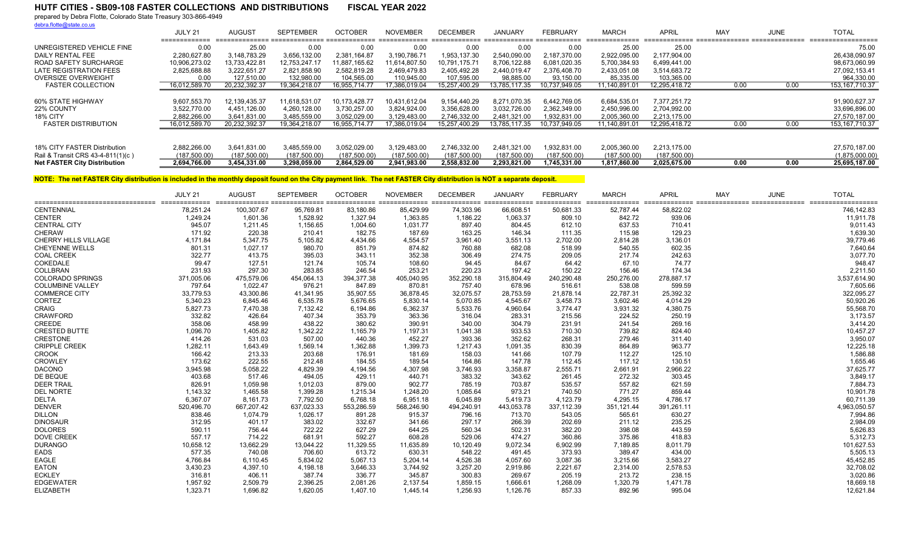# HUTF CITIES - SB09-108 FASTER COLLECTIONS AND DISTRIBUTIONS FISCAL YEAR 2022

prepared by Debra Flotte, Colorado State Treasury 303-866-4949
debra.flotte@state.co.us

| | JULY 21 | AUGUST | SEPTEMBER | OCTOBER | NOVEMBER | DECEMBER | JANUARY | FEBRUARY | MARCH | APRIL | MAY | JUNE | TOTAL |
|---|---|---|---|---|---|---|---|---|---|---|---|---|---|
| UNREGISTERED VEHICLE FINE | 0.00 | 25.00 | 0.00 | 0.00 | 0.00 | 0.00 | 0.00 | 0.00 | 25.00 | 25.00 | | | 75.00 |
| DAILY RENTAL FEE | 2,280,627.80 | 3,148,783.29 | 3,656,132.00 | 2,381,164.87 | 3,190,786.71 | 1,953,137.30 | 2,540,090.00 | 2,187,370.00 | 2,922,095.00 | 2,177,904.00 | | | 26,438,090.97 |
| ROAD SAFETY SURCHARGE | 10,906,273.02 | 13,733,422.81 | 12,753,247.17 | 11,887,165.62 | 11,614,807.50 | 10,791,175.71 | 8,706,122.88 | 6,081,020.35 | 5,700,384.93 | 6,499,441.00 | | | 98,673,060.99 |
| LATE REGISTRATION FEES | 2,825,688.88 | 3,222,651.27 | 2,821,858.90 | 2,582,819.28 | 2,469,479.83 | 2,405,492.28 | 2,440,019.47 | 2,376,408.70 | 2,433,051.08 | 3,514,683.72 | | | 27,092,153.41 |
| OVERSIZE OVERWEIGHT | 0.00 | 127,510.00 | 132,980.00 | 104,565.00 | 110,945.00 | 107,595.00 | 98,885.00 | 93,150.00 | 85,335.00 | 103,365.00 | | | 964,330.00 |
| FASTER COLLECTION | 16,012,589.70 | 20,232,392.37 | 19,364,218.07 | 16,955,714.77 | 17,386,019.04 | 15,257,400.29 | 13,785,117.35 | 10,737,949.05 | 11,140,891.01 | 12,295,418.72 | 0.00 | 0.00 | 153,167,710.37 |
| 60% STATE HIGHWAY | 9,607,553.70 | 12,139,435.37 | 11,618,531.07 | 10,173,428.77 | 10,431,612.04 | 9,154,440.29 | 8,271,070.35 | 6,442,769.05 | 6,684,535.01 | 7,377,251.72 | | | 91,900,627.37 |
| 22% COUNTY | 3,522,770.00 | 4,451,126.00 | 4,260,128.00 | 3,730,257.00 | 3,824,924.00 | 3,356,628.00 | 3,032,726.00 | 2,362,349.00 | 2,450,996.00 | 2,704,992.00 | | | 33,696,896.00 |
| 18% CITY | 2,882,266.00 | 3,641,831.00 | 3,485,559.00 | 3,052,029.00 | 3,129,483.00 | 2,746,332.00 | 2,481,321.00 | 1,932,831.00 | 2,005,360.00 | 2,213,175.00 | | | 27,570,187.00 |
| FASTER DISTRIBUTION | 16,012,589.70 | 20,232,392.37 | 19,364,218.07 | 16,955,714.77 | 17,386,019.04 | 15,257,400.29 | 13,785,117.35 | 10,737,949.05 | 11,140,891.01 | 12,295,418.72 | 0.00 | 0.00 | 153,167,710.37 |
| 18% CITY FASTER Distribution | 2,882,266.00 | 3,641,831.00 | 3,485,559.00 | 3,052,029.00 | 3,129,483.00 | 2,746,332.00 | 2,481,321.00 | 1,932,831.00 | 2,005,360.00 | 2,213,175.00 | | | 27,570,187.00 |
| Rail & Transit CRS 43-4-811(1)(c ) | (187,500.00) | (187,500.00) | (187,500.00) | (187,500.00) | (187,500.00) | (187,500.00) | (187,500.00) | (187,500.00) | (187,500.00) | (187,500.00) | | | (1,875,000.00) |
| **Net FASTER City Distribution** | **2,694,766.00** | **3,454,331.00** | **3,298,059.00** | **2,864,529.00** | **2,941,983.00** | **2,558,832.00** | **2,293,821.00** | **1,745,331.00** | **1,817,860.00** | **2,025,675.00** | **0.00** | **0.00** | **25,695,187.00** |

**NOTE: The net FASTER City distribution is included in the monthly deposit found on the City payment link. The net FASTER City distribution is NOT a separate deposit.**

| | JULY 21 | AUGUST | SEPTEMBER | OCTOBER | NOVEMBER | DECEMBER | JANUARY | FEBRUARY | MARCH | APRIL | MAY | JUNE | TOTAL |
|---|---|---|---|---|---|---|---|---|---|---|---|---|---|
| CENTENNIAL | 78,251.24 | 100,307.67 | 95,769.81 | 83,180.86 | 85,429.99 | 74,303.96 | 66,608.51 | 50,681.33 | 52,787.44 | 58,822.02 | | | 746,142.83 |
| CENTER | 1,249.24 | 1,601.36 | 1,528.92 | 1,327.94 | 1,363.85 | 1,186.22 | 1,063.37 | 809.10 | 842.72 | 939.06 | | | 11,911.78 |
| CENTRAL CITY | 945.07 | 1,211.45 | 1,156.65 | 1,004.60 | 1,031.77 | 897.40 | 804.45 | 612.10 | 637.53 | 710.41 | | | 9,011.43 |
| CHERAW | 171.92 | 220.38 | 210.41 | 182.75 | 187.69 | 163.25 | 146.34 | 111.35 | 115.98 | 129.23 | | | 1,639.30 |
| CHERRY HILLS VILLAGE | 4,171.84 | 5,347.75 | 5,105.82 | 4,434.66 | 4,554.57 | 3,961.40 | 3,551.13 | 2,702.00 | 2,814.28 | 3,136.01 | | | 39,779.46 |
| CHEYENNE WELLS | 801.31 | 1,027.17 | 980.70 | 851.79 | 874.82 | 760.88 | 682.08 | 518.99 | 540.55 | 602.35 | | | 7,640.64 |
| COAL CREEK | 322.77 | 413.75 | 395.03 | 343.11 | 352.38 | 306.49 | 274.75 | 209.05 | 217.74 | 242.63 | | | 3,077.70 |
| COKEDALE | 99.47 | 127.51 | 121.74 | 105.74 | 108.60 | 94.45 | 84.67 | 64.42 | 67.10 | 74.77 | | | 948.47 |
| COLLBRAN | 231.93 | 297.30 | 283.85 | 246.54 | 253.21 | 220.23 | 197.42 | 150.22 | 156.46 | 174.34 | | | 2,211.50 |
| COLORADO SPRINGS | 371,005.06 | 475,579.06 | 454,064.13 | 394,377.38 | 405,040.95 | 352,290.18 | 315,804.49 | 240,290.48 | 250,276.00 | 278,887.17 | | | 3,537,614.90 |
| COLUMBINE VALLEY | 797.64 | 1,022.47 | 976.21 | 847.89 | 870.81 | 757.40 | 678.96 | 516.61 | 538.08 | 599.59 | | | 7,605.66 |
| COMMERCE CITY | 33,779.53 | 43,300.86 | 41,341.95 | 35,907.55 | 36,878.45 | 32,075.57 | 28,753.59 | 21,878.14 | 22,787.31 | 25,392.32 | | | 322,095.27 |
| CORTEZ | 5,340.23 | 6,845.46 | 6,535.78 | 5,676.65 | 5,830.14 | 5,070.85 | 4,545.67 | 3,458.73 | 3,602.46 | 4,014.29 | | | 50,920.26 |
| CRAIG | 5,827.73 | 7,470.38 | 7,132.42 | 6,194.86 | 6,362.37 | 5,533.76 | 4,960.64 | 3,774.47 | 3,931.32 | 4,380.75 | | | 55,568.70 |
| CRAWFORD | 332.82 | 426.64 | 407.34 | 353.79 | 363.36 | 316.04 | 283.31 | 215.56 | 224.52 | 250.19 | | | 3,173.57 |
| CREEDE | 358.06 | 458.99 | 438.22 | 380.62 | 390.91 | 340.00 | 304.79 | 231.91 | 241.54 | 269.16 | | | 3,414.20 |
| CRESTED BUTTE | 1,096.70 | 1,405.82 | 1,342.22 | 1,165.79 | 1,197.31 | 1,041.38 | 933.53 | 710.30 | 739.82 | 824.40 | | | 10,457.27 |
| CRESTONE | 414.26 | 531.03 | 507.00 | 440.36 | 452.27 | 393.36 | 352.62 | 268.31 | 279.46 | 311.40 | | | 3,950.07 |
| CRIPPLE CREEK | 1,282.11 | 1,643.49 | 1,569.14 | 1,362.88 | 1,399.73 | 1,217.43 | 1,091.35 | 830.39 | 864.89 | 963.77 | | | 12,225.18 |
| CROOK | 166.42 | 213.33 | 203.68 | 176.91 | 181.69 | 158.03 | 141.66 | 107.79 | 112.27 | 125.10 | | | 1,586.88 |
| CROWLEY | 173.62 | 222.55 | 212.48 | 184.55 | 189.54 | 164.86 | 147.78 | 112.45 | 117.12 | 130.51 | | | 1,655.46 |
| DACONO | 3,945.98 | 5,058.22 | 4,829.39 | 4,194.56 | 4,307.98 | 3,746.93 | 3,358.87 | 2,555.71 | 2,661.91 | 2,966.22 | | | 37,625.77 |
| DE BEQUE | 403.68 | 517.46 | 494.05 | 429.11 | 440.71 | 383.32 | 343.62 | 261.45 | 272.32 | 303.45 | | | 3,849.17 |
| DEER TRAIL | 826.91 | 1,059.98 | 1,012.03 | 879.00 | 902.77 | 785.19 | 703.87 | 535.57 | 557.82 | 621.59 | | | 7,884.73 |
| DEL NORTE | 1,143.32 | 1,465.58 | 1,399.28 | 1,215.34 | 1,248.20 | 1,085.64 | 973.21 | 740.50 | 771.27 | 859.44 | | | 10,901.78 |
| DELTA | 6,367.07 | 8,161.73 | 7,792.50 | 6,768.18 | 6,951.18 | 6,045.89 | 5,419.73 | 4,123.79 | 4,295.15 | 4,786.17 | | | 60,711.39 |
| DENVER | 520,496.70 | 667,207.42 | 637,023.33 | 553,286.59 | 568,246.90 | 494,240.91 | 443,053.78 | 337,112.39 | 351,121.44 | 391,261.11 | | | 4,963,050.57 |
| DILLON | 838.46 | 1,074.79 | 1,026.17 | 891.28 | 915.37 | 796.16 | 713.70 | 543.05 | 565.61 | 630.27 | | | 7,994.86 |
| DINOSAUR | 312.95 | 401.17 | 383.02 | 332.67 | 341.66 | 297.17 | 266.39 | 202.69 | 211.12 | 235.25 | | | 2,984.09 |
| DOLORES | 590.11 | 756.44 | 722.22 | 627.29 | 644.25 | 560.34 | 502.31 | 382.20 | 398.08 | 443.59 | | | 5,626.83 |
| DOVE CREEK | 557.17 | 714.22 | 681.91 | 592.27 | 608.28 | 529.06 | 474.27 | 360.86 | 375.86 | 418.83 | | | 5,312.73 |
| DURANGO | 10,658.12 | 13,662.29 | 13,044.22 | 11,329.55 | 11,635.89 | 10,120.49 | 9,072.34 | 6,902.99 | 7,189.85 | 8,011.79 | | | 101,627.53 |
| EADS | 577.35 | 740.08 | 706.60 | 613.72 | 630.31 | 548.22 | 491.45 | 373.93 | 389.47 | 434.00 | | | 5,505.13 |
| EAGLE | 4,766.84 | 6,110.45 | 5,834.02 | 5,067.13 | 5,204.14 | 4,526.38 | 4,057.60 | 3,087.36 | 3,215.66 | 3,583.27 | | | 45,452.85 |
| EATON | 3,430.23 | 4,397.10 | 4,198.18 | 3,646.33 | 3,744.92 | 3,257.20 | 2,919.86 | 2,221.67 | 2,314.00 | 2,578.53 | | | 32,708.02 |
| ECKLEY | 316.81 | 406.11 | 387.74 | 336.77 | 345.87 | 300.83 | 269.67 | 205.19 | 213.72 | 238.15 | | | 3,020.86 |
| EDGEWATER | 1,957.92 | 2,509.79 | 2,396.25 | 2,081.26 | 2,137.54 | 1,859.15 | 1,666.61 | 1,268.09 | 1,320.79 | 1,471.78 | | | 18,669.18 |
| ELIZABETH | 1,323.71 | 1,696.82 | 1,620.05 | 1,407.10 | 1,445.14 | 1,256.93 | 1,126.76 | 857.33 | 892.96 | 995.04 | | | 12,621.84 |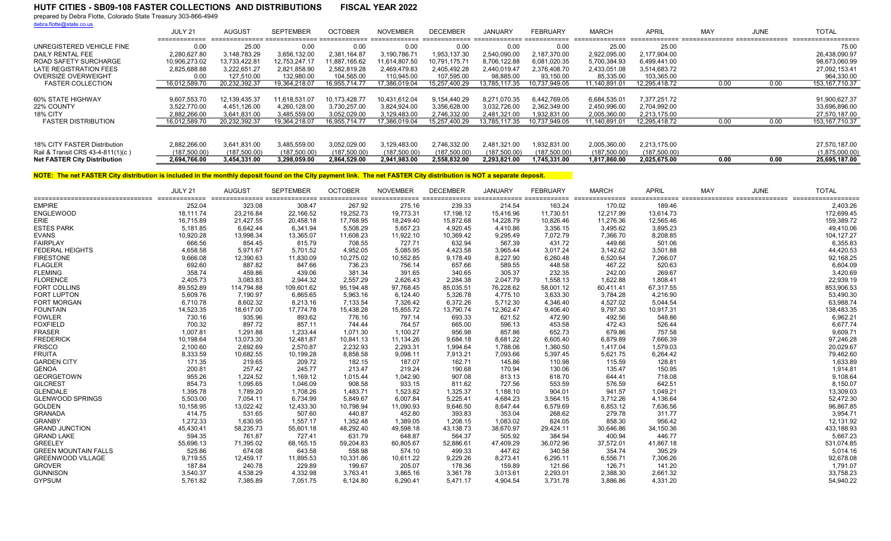# HUTF CITIES - SB09-108 FASTER COLLECTIONS AND DISTRIBUTIONS FISCAL YEAR 2022

prepared by Debra Flotte, Colorado State Treasury 303-866-4949
debra.flotte@state.co.us

| | JULY 21 | AUGUST | SEPTEMBER | OCTOBER | NOVEMBER | DECEMBER | JANUARY | FEBRUARY | MARCH | APRIL | MAY | JUNE | TOTAL |
|---|---|---|---|---|---|---|---|---|---|---|---|---|---|
| UNREGISTERED VEHICLE FINE | 0.00 | 25.00 | 0.00 | 0.00 | 0.00 | 0.00 | 0.00 | 0.00 | 25.00 | 25.00 | | | 75.00 |
| DAILY RENTAL FEE | 2,280,627.80 | 3,148,783.29 | 3,656,132.00 | 2,381,164.87 | 3,190,786.71 | 1,953,137.30 | 2,540,090.00 | 2,187,370.00 | 2,922,095.00 | 2,177,904.00 | | | 26,438,090.97 |
| ROAD SAFETY SURCHARGE | 10,906,273.02 | 13,733,422.81 | 12,753,247.17 | 11,887,165.62 | 11,614,807.50 | 10,791,175.71 | 8,706,122.88 | 6,081,020.35 | 5,700,384.93 | 6,499,441.00 | | | 98,673,060.99 |
| LATE REGISTRATION FEES | 2,825,688.88 | 3,222,651.27 | 2,821,858.90 | 2,582,819.28 | 2,469,479.83 | 2,405,492.28 | 2,440,019.47 | 2,376,408.70 | 2,433,051.08 | 3,514,683.72 | | | 27,092,153.41 |
| OVERSIZE OVERWEIGHT | 0.00 | 127,510.00 | 132,980.00 | 104,565.00 | 110,945.00 | 107,595.00 | 98,885.00 | 93,150.00 | 85,335.00 | 103,365.00 | | | 964,330.00 |
| FASTER COLLECTION | 16,012,589.70 | 20,232,392.37 | 19,364,218.07 | 16,955,714.77 | 17,386,019.04 | 15,257,400.29 | 13,785,117.35 | 10,737,949.05 | 11,140,891.01 | 12,295,418.72 | 0.00 | 0.00 | 153,167,710.37 |
| 60% STATE HIGHWAY | 9,607,553.70 | 12,139,435.37 | 11,618,531.07 | 10,173,428.77 | 10,431,612.04 | 9,154,440.29 | 8,271,070.35 | 6,442,769.05 | 6,684,535.01 | 7,377,251.72 | | | 91,900,627.37 |
| 22% COUNTY | 3,522,770.00 | 4,451,126.00 | 4,260,128.00 | 3,730,257.00 | 3,824,924.00 | 3,356,628.00 | 3,032,726.00 | 2,362,349.00 | 2,450,996.00 | 2,704,992.00 | | | 33,696,896.00 |
| 18% CITY | 2,882,266.00 | 3,641,831.00 | 3,485,559.00 | 3,052,029.00 | 3,129,483.00 | 2,746,332.00 | 2,481,321.00 | 1,932,831.00 | 2,005,360.00 | 2,213,175.00 | | | 27,570,187.00 |
| FASTER DISTRIBUTION | 16,012,589.70 | 20,232,392.37 | 19,364,218.07 | 16,955,714.77 | 17,386,019.04 | 15,257,400.29 | 13,785,117.35 | 10,737,949.05 | 11,140,891.01 | 12,295,418.72 | 0.00 | 0.00 | 153,167,710.37 |
| 18% CITY FASTER Distribution | 2,882,266.00 | 3,641,831.00 | 3,485,559.00 | 3,052,029.00 | 3,129,483.00 | 2,746,332.00 | 2,481,321.00 | 1,932,831.00 | 2,005,360.00 | 2,213,175.00 | | | 27,570,187.00 |
| Rail & Transit CRS 43-4-811(1)(c ) | (187,500.00) | (187,500.00) | (187,500.00) | (187,500.00) | (187,500.00) | (187,500.00) | (187,500.00) | (187,500.00) | (187,500.00) | (187,500.00) | | | (1,875,000.00) |
| **Net FASTER City Distribution** | **2,694,766.00** | **3,454,331.00** | **3,298,059.00** | **2,864,529.00** | **2,941,983.00** | **2,558,832.00** | **2,293,821.00** | **1,745,331.00** | **1,817,860.00** | **2,025,675.00** | **0.00** | **0.00** | **25,695,187.00** |

**NOTE: The net FASTER City distribution is included in the monthly deposit found on the City payment link. The net FASTER City distribution is NOT a separate deposit.**

| | JULY 21 | AUGUST | SEPTEMBER | OCTOBER | NOVEMBER | DECEMBER | JANUARY | FEBRUARY | MARCH | APRIL | MAY | JUNE | TOTAL |
|---|---|---|---|---|---|---|---|---|---|---|---|---|---|
| EMPIRE | 252.04 | 323.08 | 308.47 | 267.92 | 275.16 | 239.33 | 214.54 | 163.24 | 170.02 | 189.46 | | | 2,403.26 |
| ENGLEWOOD | 18,111.74 | 23,216.84 | 22,166.52 | 19,252.73 | 19,773.31 | 17,198.12 | 15,416.96 | 11,730.51 | 12,217.99 | 13,614.73 | | | 172,699.45 |
| ERIE | 16,715.89 | 21,427.55 | 20,458.18 | 17,768.95 | 18,249.40 | 15,872.68 | 14,228.79 | 10,826.46 | 11,276.36 | 12,565.46 | | | 159,389.72 |
| ESTES PARK | 5,181.85 | 6,642.44 | 6,341.94 | 5,508.29 | 5,657.23 | 4,920.45 | 4,410.86 | 3,356.15 | 3,495.62 | 3,895.23 | | | 49,410.06 |
| EVANS | 10,920.28 | 13,998.34 | 13,365.07 | 11,608.23 | 11,922.10 | 10,369.42 | 9,295.49 | 7,072.79 | 7,366.70 | 8,208.85 | | | 104,127.27 |
| FAIRPLAY | 666.56 | 854.45 | 815.79 | 708.55 | 727.71 | 632.94 | 567.39 | 431.72 | 449.66 | 501.06 | | | 6,355.83 |
| FEDERAL HEIGHTS | 4,658.58 | 5,971.67 | 5,701.52 | 4,952.05 | 5,085.95 | 4,423.58 | 3,965.44 | 3,017.24 | 3,142.62 | 3,501.88 | | | 44,420.53 |
| FIRESTONE | 9,666.08 | 12,390.63 | 11,830.09 | 10,275.02 | 10,552.85 | 9,178.49 | 8,227.90 | 6,260.48 | 6,520.64 | 7,266.07 | | | 92,168.25 |
| FLAGLER | 692.60 | 887.82 | 847.66 | 736.23 | 756.14 | 657.66 | 589.55 | 448.58 | 467.22 | 520.63 | | | 6,604.09 |
| FLEMING | 358.74 | 459.86 | 439.06 | 381.34 | 391.65 | 340.65 | 305.37 | 232.35 | 242.00 | 269.67 | | | 3,420.69 |
| FLORENCE | 2,405.73 | 3,083.83 | 2,944.32 | 2,557.29 | 2,626.43 | 2,284.38 | 2,047.79 | 1,558.13 | 1,622.88 | 1,808.41 | | | 22,939.19 |
| FORT COLLINS | 89,552.89 | 114,794.88 | 109,601.62 | 95,194.48 | 97,768.45 | 85,035.51 | 76,228.62 | 58,001.12 | 60,411.41 | 67,317.55 | | | 853,906.53 |
| FORT LUPTON | 5,609.76 | 7,190.97 | 6,865.65 | 5,963.16 | 6,124.40 | 5,326.78 | 4,775.10 | 3,633.30 | 3,784.28 | 4,216.90 | | | 53,490.30 |
| FORT MORGAN | 6,710.78 | 8,602.32 | 8,213.16 | 7,133.54 | 7,326.42 | 6,372.26 | 5,712.30 | 4,346.40 | 4,527.02 | 5,044.54 | | | 63,988.74 |
| FOUNTAIN | 14,523.35 | 18,617.00 | 17,774.78 | 15,438.28 | 15,855.72 | 13,790.74 | 12,362.47 | 9,406.40 | 9,797.30 | 10,917.31 | | | 138,483.35 |
| FOWLER | 730.16 | 935.96 | 893.62 | 776.16 | 797.14 | 693.33 | 621.52 | 472.90 | 492.56 | 548.86 | | | 6,962.21 |
| FOXFIELD | 700.32 | 897.72 | 857.11 | 744.44 | 764.57 | 665.00 | 596.13 | 453.58 | 472.43 | 526.44 | | | 6,677.74 |
| FRASER | 1,007.81 | 1,291.88 | 1,233.44 | 1,071.30 | 1,100.27 | 956.98 | 857.86 | 652.73 | 679.86 | 757.58 | | | 9,609.71 |
| FREDERICK | 10,198.64 | 13,073.30 | 12,481.87 | 10,841.13 | 11,134.26 | 9,684.18 | 8,681.22 | 6,605.40 | 6,879.89 | 7,666.39 | | | 97,246.28 |
| FRISCO | 2,100.60 | 2,692.69 | 2,570.87 | 2,232.93 | 2,293.31 | 1,994.64 | 1,788.06 | 1,360.50 | 1,417.04 | 1,579.03 | | | 20,029.67 |
| FRUITA | 8,333.59 | 10,682.55 | 10,199.28 | 8,858.58 | 9,098.11 | 7,913.21 | 7,093.66 | 5,397.45 | 5,621.75 | 6,264.42 | | | 79,462.60 |
| GARDEN CITY | 171.35 | 219.65 | 209.72 | 182.15 | 187.07 | 162.71 | 145.86 | 110.98 | 115.59 | 128.81 | | | 1,633.89 |
| GENOA | 200.81 | 257.42 | 245.77 | 213.47 | 219.24 | 190.68 | 170.94 | 130.06 | 135.47 | 150.95 | | | 1,914.81 |
| GEORGETOWN | 955.26 | 1,224.52 | 1,169.12 | 1,015.44 | 1,042.90 | 907.08 | 813.13 | 618.70 | 644.41 | 718.08 | | | 9,108.64 |
| GILCREST | 854.73 | 1,095.65 | 1,046.09 | 908.58 | 933.15 | 811.62 | 727.56 | 553.59 | 576.59 | 642.51 | | | 8,150.07 |
| GLENDALE | 1,395.78 | 1,789.20 | 1,708.26 | 1,483.71 | 1,523.82 | 1,325.37 | 1,188.10 | 904.01 | 941.57 | 1,049.21 | | | 13,309.03 |
| GLENWOOD SPRINGS | 5,503.00 | 7,054.11 | 6,734.99 | 5,849.67 | 6,007.84 | 5,225.41 | 4,684.23 | 3,564.15 | 3,712.26 | 4,136.64 | | | 52,472.30 |
| GOLDEN | 10,158.95 | 13,022.42 | 12,433.30 | 10,798.94 | 11,090.93 | 9,646.50 | 8,647.44 | 6,579.69 | 6,853.12 | 7,636.56 | | | 96,867.85 |
| GRANADA | 414.75 | 531.65 | 507.60 | 440.87 | 452.80 | 393.83 | 353.04 | 268.62 | 279.78 | 311.77 | | | 3,954.71 |
| GRANBY | 1,272.33 | 1,630.95 | 1,557.17 | 1,352.48 | 1,389.05 | 1,208.15 | 1,083.02 | 824.05 | 858.30 | 956.42 | | | 12,131.92 |
| GRAND JUNCTION | 45,430.41 | 58,235.73 | 55,601.18 | 48,292.40 | 49,598.18 | 43,138.73 | 38,670.97 | 29,424.11 | 30,646.86 | 34,150.36 | | | 433,188.93 |
| GRAND LAKE | 594.35 | 761.87 | 727.41 | 631.79 | 648.87 | 564.37 | 505.92 | 384.94 | 400.94 | 446.77 | | | 5,667.23 |
| GREELEY | 55,696.13 | 71,395.02 | 68,165.15 | 59,204.83 | 60,805.67 | 52,886.61 | 47,409.29 | 36,072.96 | 37,572.01 | 41,867.18 | | | 531,074.85 |
| GREEN MOUNTAIN FALLS | 525.86 | 674.08 | 643.58 | 558.98 | 574.10 | 499.33 | 447.62 | 340.58 | 354.74 | 395.29 | | | 5,014.16 |
| GREENWOOD VILLAGE | 9,719.55 | 12,459.17 | 11,895.53 | 10,331.86 | 10,611.22 | 9,229.26 | 8,273.41 | 6,295.11 | 6,556.71 | 7,306.26 | | | 92,678.08 |
| GROVER | 187.84 | 240.78 | 229.89 | 199.67 | 205.07 | 178.36 | 159.89 | 121.66 | 126.71 | 141.20 | | | 1,791.07 |
| GUNNISON | 3,540.37 | 4,538.29 | 4,332.98 | 3,763.41 | 3,865.16 | 3,361.78 | 3,013.61 | 2,293.01 | 2,388.30 | 2,661.32 | | | 33,758.23 |
| GYPSUM | 5,761.82 | 7,385.89 | 7,051.75 | 6,124.80 | 6,290.41 | 5,471.17 | 4,904.54 | 3,731.78 | 3,886.86 | 4,331.20 | | | 54,940.22 |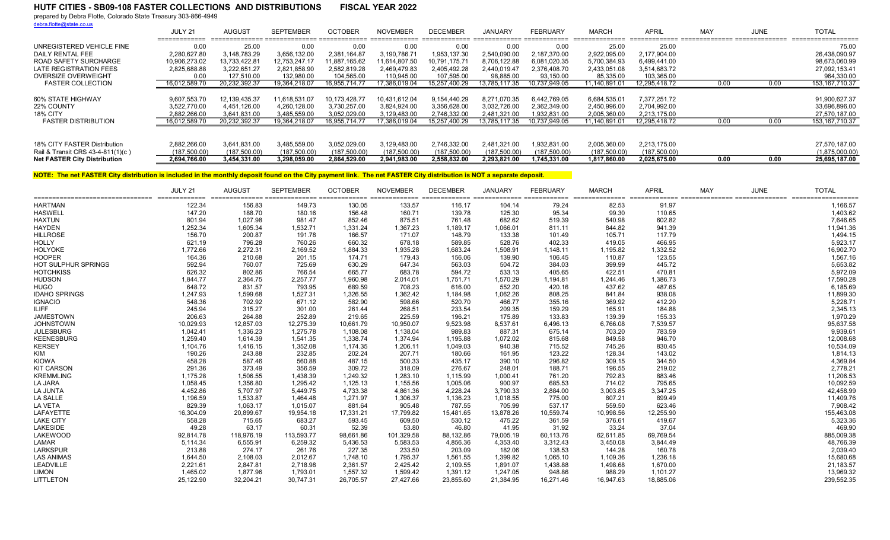# HUTF CITIES - SB09-108 FASTER COLLECTIONS AND DISTRIBUTIONS FISCAL YEAR 2022

prepared by Debra Flotte, Colorado State Treasury 303-866-4949
debra.flotte@state.co.us

| | JULY 21 | AUGUST | SEPTEMBER | OCTOBER | NOVEMBER | DECEMBER | JANUARY | FEBRUARY | MARCH | APRIL | MAY | JUNE | TOTAL |
|---|---|---|---|---|---|---|---|---|---|---|---|---|---|
| UNREGISTERED VEHICLE FINE | 0.00 | 25.00 | 0.00 | 0.00 | 0.00 | 0.00 | 0.00 | 0.00 | 25.00 | 25.00 | | | 75.00 |
| DAILY RENTAL FEE | 2,280,627.80 | 3,148,783.29 | 3,656,132.00 | 2,381,164.87 | 3,190,786.71 | 1,953,137.30 | 2,540,090.00 | 2,187,370.00 | 2,922,095.00 | 2,177,904.00 | | | 26,438,090.97 |
| ROAD SAFETY SURCHARGE | 10,906,273.02 | 13,733,422.81 | 12,753,247.17 | 11,887,165.62 | 11,614,807.50 | 10,791,175.71 | 8,706,122.88 | 6,081,020.35 | 5,700,384.93 | 6,499,441.00 | | | 98,673,060.99 |
| LATE REGISTRATION FEES | 2,825,688.88 | 3,222,651.27 | 2,821,858.90 | 2,582,819.28 | 2,469,479.83 | 2,405,492.28 | 2,440,019.47 | 2,376,408.70 | 2,433,051.08 | 3,514,683.72 | | | 27,092,153.41 |
| OVERSIZE OVERWEIGHT | 0.00 | 127,510.00 | 132,980.00 | 104,565.00 | 110,945.00 | 107,595.00 | 98,885.00 | 93,150.00 | 85,335.00 | 103,365.00 | | | 964,330.00 |
| FASTER COLLECTION | 16,012,589.70 | 20,232,392.37 | 19,364,218.07 | 16,955,714.77 | 17,386,019.04 | 15,257,400.29 | 13,785,117.35 | 10,737,949.05 | 11,140,891.01 | 12,295,418.72 | 0.00 | 0.00 | 153,167,710.37 |
| | | | | | | | | | | | | | |
| 60% STATE HIGHWAY | 9,607,553.70 | 12,139,435.37 | 11,618,531.07 | 10,173,428.77 | 10,431,612.04 | 9,154,440.29 | 8,271,070.35 | 6,442,769.05 | 6,684,535.01 | 7,377,251.72 | | | 91,900,627.37 |
| 22% COUNTY | 3,522,770.00 | 4,451,126.00 | 4,260,128.00 | 3,730,257.00 | 3,824,924.00 | 3,356,628.00 | 3,032,726.00 | 2,362,349.00 | 2,450,996.00 | 2,704,992.00 | | | 33,696,896.00 |
| 18% CITY | 2,882,266.00 | 3,641,831.00 | 3,485,559.00 | 3,052,029.00 | 3,129,483.00 | 2,746,332.00 | 2,481,321.00 | 1,932,831.00 | 2,005,360.00 | 2,213,175.00 | | | 27,570,187.00 |
| FASTER DISTRIBUTION | 16,012,589.70 | 20,232,392.37 | 19,364,218.07 | 16,955,714.77 | 17,386,019.04 | 15,257,400.29 | 13,785,117.35 | 10,737,949.05 | 11,140,891.01 | 12,295,418.72 | 0.00 | 0.00 | 153,167,710.37 |
| | | | | | | | | | | | | | |
| 18% CITY FASTER Distribution | 2,882,266.00 | 3,641,831.00 | 3,485,559.00 | 3,052,029.00 | 3,129,483.00 | 2,746,332.00 | 2,481,321.00 | 1,932,831.00 | 2,005,360.00 | 2,213,175.00 | | | 27,570,187.00 |
| Rail & Transit CRS 43-4-811(1)(c ) | (187,500.00) | (187,500.00) | (187,500.00) | (187,500.00) | (187,500.00) | (187,500.00) | (187,500.00) | (187,500.00) | (187,500.00) | (187,500.00) | | | (1,875,000.00) |
| **Net FASTER City Distribution** | **2,694,766.00** | **3,454,331.00** | **3,298,059.00** | **2,864,529.00** | **2,941,983.00** | **2,558,832.00** | **2,293,821.00** | **1,745,331.00** | **1,817,860.00** | **2,025,675.00** | **0.00** | **0.00** | **25,695,187.00** |

**NOTE: The net FASTER City distribution is included in the monthly deposit found on the City payment link. The net FASTER City distribution is NOT a separate deposit.**

| | JULY 21 | AUGUST | SEPTEMBER | OCTOBER | NOVEMBER | DECEMBER | JANUARY | FEBRUARY | MARCH | APRIL | MAY | JUNE | TOTAL |
|---|---|---|---|---|---|---|---|---|---|---|---|---|---|
| HARTMAN | 122.34 | 156.83 | 149.73 | 130.05 | 133.57 | 116.17 | 104.14 | 79.24 | 82.53 | 91.97 | | | 1,166.57 |
| HASWELL | 147.20 | 188.70 | 180.16 | 156.48 | 160.71 | 139.78 | 125.30 | 95.34 | 99.30 | 110.65 | | | 1,403.62 |
| HAXTUN | 801.94 | 1,027.98 | 981.47 | 852.46 | 875.51 | 761.48 | 682.62 | 519.39 | 540.98 | 602.82 | | | 7,646.65 |
| HAYDEN | 1,252.34 | 1,605.34 | 1,532.71 | 1,331.24 | 1,367.23 | 1,189.17 | 1,066.01 | 811.11 | 844.82 | 941.39 | | | 11,941.36 |
| HILLROSE | 156.70 | 200.87 | 191.78 | 166.57 | 171.07 | 148.79 | 133.38 | 101.49 | 105.71 | 117.79 | | | 1,494.15 |
| HOLLY | 621.19 | 796.28 | 760.26 | 660.32 | 678.18 | 589.85 | 528.76 | 402.33 | 419.05 | 466.95 | | | 5,923.17 |
| HOLYOKE | 1,772.66 | 2,272.31 | 2,169.52 | 1,884.33 | 1,935.28 | 1,683.24 | 1,508.91 | 1,148.11 | 1,195.82 | 1,332.52 | | | 16,902.70 |
| HOOPER | 164.36 | 210.68 | 201.15 | 174.71 | 179.43 | 156.06 | 139.90 | 106.45 | 110.87 | 123.55 | | | 1,567.16 |
| HOT SULPHUR SPRINGS | 592.94 | 760.07 | 725.69 | 630.29 | 647.34 | 563.03 | 504.72 | 384.03 | 399.99 | 445.72 | | | 5,653.82 |
| HOTCHKISS | 626.32 | 802.86 | 766.54 | 665.77 | 683.78 | 594.72 | 533.13 | 405.65 | 422.51 | 470.81 | | | 5,972.09 |
| HUDSON | 1,844.77 | 2,364.75 | 2,257.77 | 1,960.98 | 2,014.01 | 1,751.71 | 1,570.29 | 1,194.81 | 1,244.46 | 1,386.73 | | | 17,590.28 |
| HUGO | 648.72 | 831.57 | 793.95 | 689.59 | 708.23 | 616.00 | 552.20 | 420.16 | 437.62 | 487.65 | | | 6,185.69 |
| IDAHO SPRINGS | 1,247.93 | 1,599.68 | 1,527.31 | 1,326.55 | 1,362.42 | 1,184.98 | 1,062.26 | 808.25 | 841.84 | 938.08 | | | 11,899.30 |
| IGNACIO | 548.36 | 702.92 | 671.12 | 582.90 | 598.66 | 520.70 | 466.77 | 355.16 | 369.92 | 412.20 | | | 5,228.71 |
| ILIFF | 245.94 | 315.27 | 301.00 | 261.44 | 268.51 | 233.54 | 209.35 | 159.29 | 165.91 | 184.88 | | | 2,345.13 |
| JAMESTOWN | 206.63 | 264.88 | 252.89 | 219.65 | 225.59 | 196.21 | 175.89 | 133.83 | 139.39 | 155.33 | | | 1,970.29 |
| JOHNSTOWN | 10,029.93 | 12,857.03 | 12,275.39 | 10,661.79 | 10,950.07 | 9,523.98 | 8,537.61 | 6,496.13 | 6,766.08 | 7,539.57 | | | 95,637.58 |
| JULESBURG | 1,042.41 | 1,336.23 | 1,275.78 | 1,108.08 | 1,138.04 | 989.83 | 887.31 | 675.14 | 703.20 | 783.59 | | | 9,939.61 |
| KEENESBURG | 1,259.40 | 1,614.39 | 1,541.35 | 1,338.74 | 1,374.94 | 1,195.88 | 1,072.02 | 815.68 | 849.58 | 946.70 | | | 12,008.68 |
| KERSEY | 1,104.76 | 1,416.15 | 1,352.08 | 1,174.35 | 1,206.11 | 1,049.03 | 940.38 | 715.52 | 745.26 | 830.45 | | | 10,534.09 |
| KIM | 190.26 | 243.88 | 232.85 | 202.24 | 207.71 | 180.66 | 161.95 | 123.22 | 128.34 | 143.02 | | | 1,814.13 |
| KIOWA | 458.28 | 587.46 | 560.88 | 487.15 | 500.33 | 435.17 | 390.10 | 296.82 | 309.15 | 344.50 | | | 4,369.84 |
| KIT CARSON | 291.36 | 373.49 | 356.59 | 309.72 | 318.09 | 276.67 | 248.01 | 188.71 | 196.55 | 219.02 | | | 2,778.21 |
| KREMMLING | 1,175.28 | 1,506.55 | 1,438.39 | 1,249.32 | 1,283.10 | 1,115.99 | 1,000.41 | 761.20 | 792.83 | 883.46 | | | 11,206.53 |
| LA JARA | 1,058.45 | 1,356.80 | 1,295.42 | 1,125.13 | 1,155.56 | 1,005.06 | 900.97 | 685.53 | 714.02 | 795.65 | | | 10,092.59 |
| LA JUNTA | 4,452.86 | 5,707.97 | 5,449.75 | 4,733.38 | 4,861.36 | 4,228.24 | 3,790.33 | 2,884.00 | 3,003.85 | 3,347.25 | | | 42,458.99 |
| LA SALLE | 1,196.59 | 1,533.87 | 1,464.48 | 1,271.97 | 1,306.37 | 1,136.23 | 1,018.55 | 775.00 | 807.21 | 899.49 | | | 11,409.76 |
| LA VETA | 829.39 | 1,063.17 | 1,015.07 | 881.64 | 905.48 | 787.55 | 705.99 | 537.17 | 559.50 | 623.46 | | | 7,908.42 |
| LAFAYETTE | 16,304.09 | 20,899.67 | 19,954.18 | 17,331.21 | 17,799.82 | 15,481.65 | 13,878.26 | 10,559.74 | 10,998.56 | 12,255.90 | | | 155,463.08 |
| LAKE CITY | 558.28 | 715.65 | 683.27 | 593.45 | 609.50 | 530.12 | 475.22 | 361.59 | 376.61 | 419.67 | | | 5,323.36 |
| LAKESIDE | 49.28 | 63.17 | 60.31 | 52.39 | 53.80 | 46.80 | 41.95 | 31.92 | 33.24 | 37.04 | | | 469.90 |
| LAKEWOOD | 92,814.78 | 118,976.19 | 113,593.77 | 98,661.86 | 101,329.58 | 88,132.86 | 79,005.19 | 60,113.76 | 62,611.85 | 69,769.54 | | | 885,009.38 |
| LAMAR | 5,114.34 | 6,555.91 | 6,259.32 | 5,436.53 | 5,583.53 | 4,856.36 | 4,353.40 | 3,312.43 | 3,450.08 | 3,844.49 | | | 48,766.39 |
| LARKSPUR | 213.88 | 274.17 | 261.76 | 227.35 | 233.50 | 203.09 | 182.06 | 138.53 | 144.28 | 160.78 | | | 2,039.40 |
| LAS ANIMAS | 1,644.50 | 2,108.03 | 2,012.67 | 1,748.10 | 1,795.37 | 1,561.55 | 1,399.82 | 1,065.10 | 1,109.36 | 1,236.18 | | | 15,680.68 |
| LEADVILLE | 2,221.61 | 2,847.81 | 2,718.98 | 2,361.57 | 2,425.42 | 2,109.55 | 1,891.07 | 1,438.88 | 1,498.68 | 1,670.00 | | | 21,183.57 |
| LIMON | 1,465.02 | 1,877.96 | 1,793.01 | 1,557.32 | 1,599.42 | 1,391.12 | 1,247.05 | 948.86 | 988.29 | 1,101.27 | | | 13,969.32 |
| LITTLETON | 25,122.90 | 32,204.21 | 30,747.31 | 26,705.57 | 27,427.66 | 23,855.60 | 21,384.95 | 16,271.46 | 16,947.63 | 18,885.06 | | | 239,552.35 |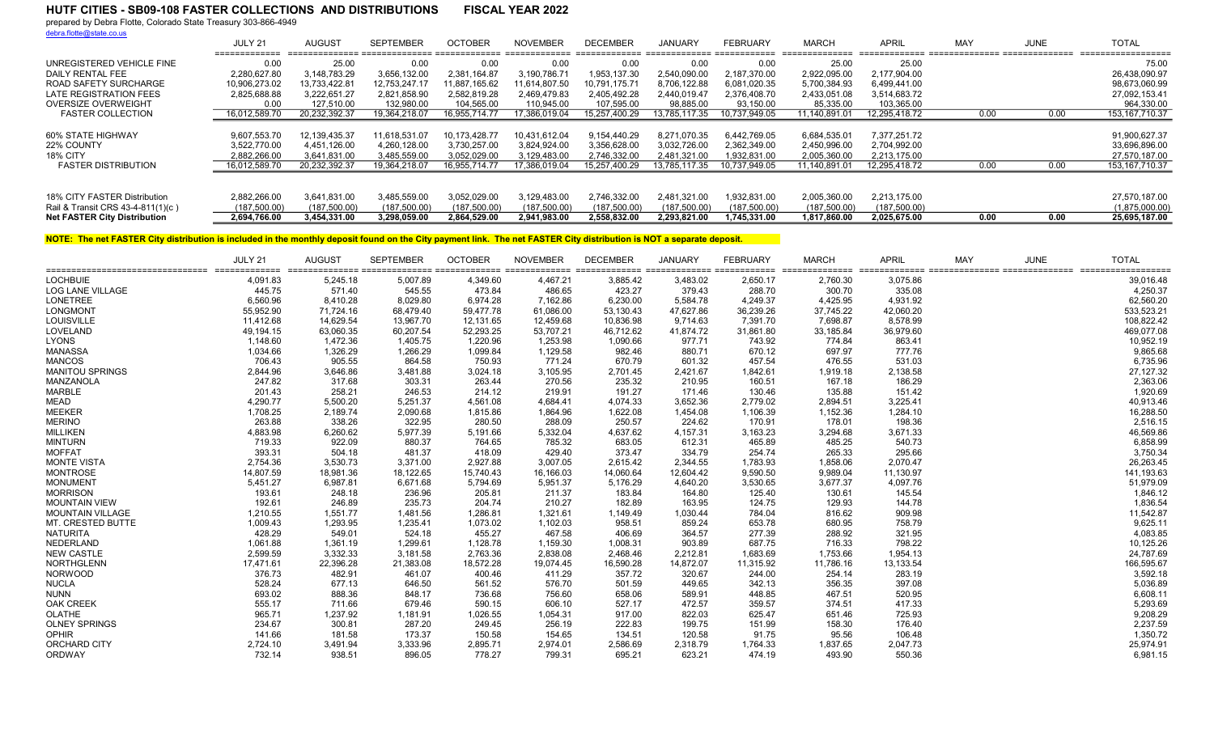# HUTF CITIES - SB09-108 FASTER COLLECTIONS AND DISTRIBUTIONS FISCAL YEAR 2022

prepared by Debra Flotte, Colorado State Treasury 303-866-4949
debra.flotte@state.co.us

| | JULY 21 | AUGUST | SEPTEMBER | OCTOBER | NOVEMBER | DECEMBER | JANUARY | FEBRUARY | MARCH | APRIL | MAY | JUNE | TOTAL |
|---|---|---|---|---|---|---|---|---|---|---|---|---|---|
| UNREGISTERED VEHICLE FINE | 0.00 | 25.00 | 0.00 | 0.00 | 0.00 | 0.00 | 0.00 | 0.00 | 25.00 | 25.00 | | | 75.00 |
| DAILY RENTAL FEE | 2,280,627.80 | 3,148,783.29 | 3,656,132.00 | 2,381,164.87 | 3,190,786.71 | 1,953,137.30 | 2,540,090.00 | 2,187,370.00 | 2,922,095.00 | 2,177,904.00 | | | 26,438,090.97 |
| ROAD SAFETY SURCHARGE | 10,906,273.02 | 13,733,422.81 | 12,753,247.17 | 11,887,165.62 | 11,614,807.50 | 10,791,175.71 | 8,706,122.88 | 6,081,020.35 | 5,700,384.93 | 6,499,441.00 | | | 98,673,060.99 |
| LATE REGISTRATION FEES | 2,825,688.88 | 3,222,651.27 | 2,821,858.90 | 2,582,819.28 | 2,469,479.83 | 2,405,492.28 | 2,440,019.47 | 2,376,408.70 | 2,433,051.08 | 3,514,683.72 | | | 27,092,153.41 |
| OVERSIZE OVERWEIGHT | 0.00 | 127,510.00 | 132,980.00 | 104,565.00 | 110,945.00 | 107,595.00 | 98,885.00 | 93,150.00 | 85,335.00 | 103,365.00 | | | 964,330.00 |
| FASTER COLLECTION | 16,012,589.70 | 20,232,392.37 | 19,364,218.07 | 16,955,714.77 | 17,386,019.04 | 15,257,400.29 | 13,785,117.35 | 10,737,949.05 | 11,140,891.01 | 12,295,418.72 | 0.00 | 0.00 | 153,167,710.37 |
| 60% STATE HIGHWAY | 9,607,553.70 | 12,139,435.37 | 11,618,531.07 | 10,173,428.77 | 10,431,612.04 | 9,154,440.29 | 8,271,070.35 | 6,442,769.05 | 6,684,535.01 | 7,377,251.72 | | | 91,900,627.37 |
| 22% COUNTY | 3,522,770.00 | 4,451,126.00 | 4,260,128.00 | 3,730,257.00 | 3,824,924.00 | 3,356,628.00 | 3,032,726.00 | 2,362,349.00 | 2,450,996.00 | 2,704,992.00 | | | 33,696,896.00 |
| 18% CITY | 2,882,266.00 | 3,641,831.00 | 3,485,559.00 | 3,052,029.00 | 3,129,483.00 | 2,746,332.00 | 2,481,321.00 | 1,932,831.00 | 2,005,360.00 | 2,213,175.00 | | | 27,570,187.00 |
| FASTER DISTRIBUTION | 16,012,589.70 | 20,232,392.37 | 19,364,218.07 | 16,955,714.77 | 17,386,019.04 | 15,257,400.29 | 13,785,117.35 | 10,737,949.05 | 11,140,891.01 | 12,295,418.72 | 0.00 | 0.00 | 153,167,710.37 |
| 18% CITY FASTER Distribution | 2,882,266.00 | 3,641,831.00 | 3,485,559.00 | 3,052,029.00 | 3,129,483.00 | 2,746,332.00 | 2,481,321.00 | 1,932,831.00 | 2,005,360.00 | 2,213,175.00 | | | 27,570,187.00 |
| Rail & Transit CRS 43-4-811(1)(c ) | (187,500.00) | (187,500.00) | (187,500.00) | (187,500.00) | (187,500.00) | (187,500.00) | (187,500.00) | (187,500.00) | (187,500.00) | (187,500.00) | | | (1,875,000.00) |
| **Net FASTER City Distribution** | **2,694,766.00** | **3,454,331.00** | **3,298,059.00** | **2,864,529.00** | **2,941,983.00** | **2,558,832.00** | **2,293,821.00** | **1,745,331.00** | **1,817,860.00** | **2,025,675.00** | **0.00** | **0.00** | **25,695,187.00** |

**NOTE: The net FASTER City distribution is included in the monthly deposit found on the City payment link. The net FASTER City distribution is NOT a separate deposit.**

| | JULY 21 | AUGUST | SEPTEMBER | OCTOBER | NOVEMBER | DECEMBER | JANUARY | FEBRUARY | MARCH | APRIL | MAY | JUNE | TOTAL |
|---|---|---|---|---|---|---|---|---|---|---|---|---|---|
| LOCHBUIE | 4,091.83 | 5,245.18 | 5,007.89 | 4,349.60 | 4,467.21 | 3,885.42 | 3,483.02 | 2,650.17 | 2,760.30 | 3,075.86 | | | 39,016.48 |
| LOG LANE VILLAGE | 445.75 | 571.40 | 545.55 | 473.84 | 486.65 | 423.27 | 379.43 | 288.70 | 300.70 | 335.08 | | | 4,250.37 |
| LONETREE | 6,560.96 | 8,410.28 | 8,029.80 | 6,974.28 | 7,162.86 | 6,230.00 | 5,584.78 | 4,249.37 | 4,425.95 | 4,931.92 | | | 62,560.20 |
| LONGMONT | 55,952.90 | 71,724.16 | 68,479.40 | 59,477.78 | 61,086.00 | 53,130.43 | 47,627.86 | 36,239.26 | 37,745.22 | 42,060.20 | | | 533,523.21 |
| LOUISVILLE | 11,412.68 | 14,629.54 | 13,967.70 | 12,131.65 | 12,459.68 | 10,836.98 | 9,714.63 | 7,391.70 | 7,698.87 | 8,578.99 | | | 108,822.42 |
| LOVELAND | 49,194.15 | 63,060.35 | 60,207.54 | 52,293.25 | 53,707.21 | 46,712.62 | 41,874.72 | 31,861.80 | 33,185.84 | 36,979.60 | | | 469,077.08 |
| LYONS | 1,148.60 | 1,472.36 | 1,405.75 | 1,220.96 | 1,253.98 | 1,090.66 | 977.71 | 743.92 | 774.84 | 863.41 | | | 10,952.19 |
| MANASSA | 1,034.66 | 1,326.29 | 1,266.29 | 1,099.84 | 1,129.58 | 982.46 | 880.71 | 670.12 | 697.97 | 777.76 | | | 9,865.68 |
| MANCOS | 706.43 | 905.55 | 864.58 | 750.93 | 771.24 | 670.79 | 601.32 | 457.54 | 476.55 | 531.03 | | | 6,735.96 |
| MANITOU SPRINGS | 2,844.96 | 3,646.86 | 3,481.88 | 3,024.18 | 3,105.95 | 2,701.45 | 2,421.67 | 1,842.61 | 1,919.18 | 2,138.58 | | | 27,127.32 |
| MANZANOLA | 247.82 | 317.68 | 303.31 | 263.44 | 270.56 | 235.32 | 210.95 | 160.51 | 167.18 | 186.29 | | | 2,363.06 |
| MARBLE | 201.43 | 258.21 | 246.53 | 214.12 | 219.91 | 191.27 | 171.46 | 130.46 | 135.88 | 151.42 | | | 1,920.69 |
| MEAD | 4,290.77 | 5,500.20 | 5,251.37 | 4,561.08 | 4,684.41 | 4,074.33 | 3,652.36 | 2,779.02 | 2,894.51 | 3,225.41 | | | 40,913.46 |
| MEEKER | 1,708.25 | 2,189.74 | 2,090.68 | 1,815.86 | 1,864.96 | 1,622.08 | 1,454.08 | 1,106.39 | 1,152.36 | 1,284.10 | | | 16,288.50 |
| MERINO | 263.88 | 338.26 | 322.95 | 280.50 | 288.09 | 250.57 | 224.62 | 170.91 | 178.01 | 198.36 | | | 2,516.15 |
| MILLIKEN | 4,883.98 | 6,260.62 | 5,977.39 | 5,191.66 | 5,332.04 | 4,637.62 | 4,157.31 | 3,163.23 | 3,294.68 | 3,671.33 | | | 46,569.86 |
| MINTURN | 719.33 | 922.09 | 880.37 | 764.65 | 785.32 | 683.05 | 612.31 | 465.89 | 485.25 | 540.73 | | | 6,858.99 |
| MOFFAT | 393.31 | 504.18 | 481.37 | 418.09 | 429.40 | 373.47 | 334.79 | 254.74 | 265.33 | 295.66 | | | 3,750.34 |
| MONTE VISTA | 2,754.36 | 3,530.73 | 3,371.00 | 2,927.88 | 3,007.05 | 2,615.42 | 2,344.55 | 1,783.93 | 1,858.06 | 2,070.47 | | | 26,263.45 |
| MONTROSE | 14,807.59 | 18,981.36 | 18,122.65 | 15,740.43 | 16,166.03 | 14,060.64 | 12,604.42 | 9,590.50 | 9,989.04 | 11,130.97 | | | 141,193.63 |
| MONUMENT | 5,451.27 | 6,987.81 | 6,671.68 | 5,794.69 | 5,951.37 | 5,176.29 | 4,640.20 | 3,530.65 | 3,677.37 | 4,097.76 | | | 51,979.09 |
| MORRISON | 193.61 | 248.18 | 236.96 | 205.81 | 211.37 | 183.84 | 164.80 | 125.40 | 130.61 | 145.54 | | | 1,846.12 |
| MOUNTAIN VIEW | 192.61 | 246.89 | 235.73 | 204.74 | 210.27 | 182.89 | 163.95 | 124.75 | 129.93 | 144.78 | | | 1,836.54 |
| MOUNTAIN VILLAGE | 1,210.55 | 1,551.77 | 1,481.56 | 1,286.81 | 1,321.61 | 1,149.49 | 1,030.44 | 784.04 | 816.62 | 909.98 | | | 11,542.87 |
| MT. CRESTED BUTTE | 1,009.43 | 1,293.95 | 1,235.41 | 1,073.02 | 1,102.03 | 958.51 | 859.24 | 653.78 | 680.95 | 758.79 | | | 9,625.11 |
| NATURITA | 428.29 | 549.01 | 524.18 | 455.27 | 467.58 | 406.69 | 364.57 | 277.39 | 288.92 | 321.95 | | | 4,083.85 |
| NEDERLAND | 1,061.88 | 1,361.19 | 1,299.61 | 1,128.78 | 1,159.30 | 1,008.31 | 903.89 | 687.75 | 716.33 | 798.22 | | | 10,125.26 |
| NEW CASTLE | 2,599.59 | 3,332.33 | 3,181.58 | 2,763.36 | 2,838.08 | 2,468.46 | 2,212.81 | 1,683.69 | 1,753.66 | 1,954.13 | | | 24,787.69 |
| NORTHGLENN | 17,471.61 | 22,396.28 | 21,383.08 | 18,572.28 | 19,074.45 | 16,590.28 | 14,872.07 | 11,315.92 | 11,786.16 | 13,133.54 | | | 166,595.67 |
| NORWOOD | 376.73 | 482.91 | 461.07 | 400.46 | 411.29 | 357.72 | 320.67 | 244.00 | 254.14 | 283.19 | | | 3,592.18 |
| NUCLA | 528.24 | 677.13 | 646.50 | 561.52 | 576.70 | 501.59 | 449.65 | 342.13 | 356.35 | 397.08 | | | 5,036.89 |
| NUNN | 693.02 | 888.36 | 848.17 | 736.68 | 756.60 | 658.06 | 589.91 | 448.85 | 467.51 | 520.95 | | | 6,608.11 |
| OAK CREEK | 555.17 | 711.66 | 679.46 | 590.15 | 606.10 | 527.17 | 472.57 | 359.57 | 374.51 | 417.33 | | | 5,293.69 |
| OLATHE | 965.71 | 1,237.92 | 1,181.91 | 1,026.55 | 1,054.31 | 917.00 | 822.03 | 625.47 | 651.46 | 725.93 | | | 9,208.29 |
| OLNEY SPRINGS | 234.67 | 300.81 | 287.20 | 249.45 | 256.19 | 222.83 | 199.75 | 151.99 | 158.30 | 176.40 | | | 2,237.59 |
| OPHIR | 141.66 | 181.58 | 173.37 | 150.58 | 154.65 | 134.51 | 120.58 | 91.75 | 95.56 | 106.48 | | | 1,350.72 |
| ORCHARD CITY | 2,724.10 | 3,491.94 | 3,333.96 | 2,895.71 | 2,974.01 | 2,586.69 | 2,318.79 | 1,764.33 | 1,837.65 | 2,047.73 | | | 25,974.91 |
| ORDWAY | 732.14 | 938.51 | 896.05 | 778.27 | 799.31 | 695.21 | 623.21 | 474.19 | 493.90 | 550.36 | | | 6,981.15 |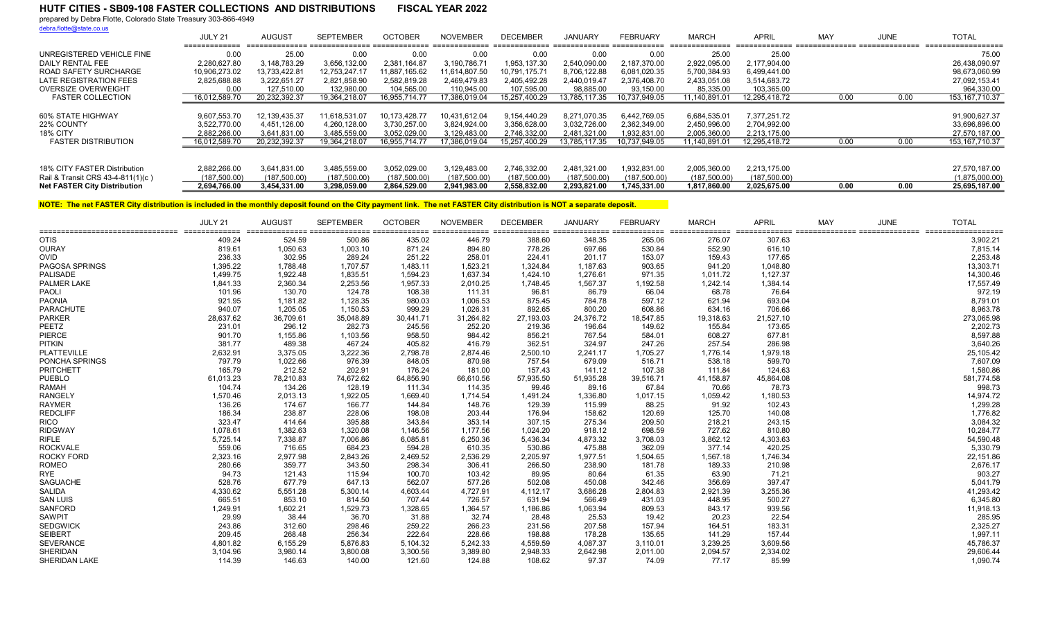# HUTF CITIES - SB09-108 FASTER COLLECTIONS AND DISTRIBUTIONS FISCAL YEAR 2022

prepared by Debra Flotte, Colorado State Treasury 303-866-4949
debra.flotte@state.co.us

| | JULY 21 | AUGUST | SEPTEMBER | OCTOBER | NOVEMBER | DECEMBER | JANUARY | FEBRUARY | MARCH | APRIL | MAY | JUNE | TOTAL |
|---|---|---|---|---|---|---|---|---|---|---|---|---|---|
| UNREGISTERED VEHICLE FINE | 0.00 | 25.00 | 0.00 | 0.00 | 0.00 | 0.00 | 0.00 | 0.00 | 25.00 | 25.00 | | | 75.00 |
| DAILY RENTAL FEE | 2,280,627.80 | 3,148,783.29 | 3,656,132.00 | 2,381,164.87 | 3,190,786.71 | 1,953,137.30 | 2,540,090.00 | 2,187,370.00 | 2,922,095.00 | 2,177,904.00 | | | 26,438,090.97 |
| ROAD SAFETY SURCHARGE | 10,906,273.02 | 13,733,422.81 | 12,753,247.17 | 11,887,165.62 | 11,614,807.50 | 10,791,175.71 | 8,706,122.88 | 6,081,020.35 | 5,700,384.93 | 6,499,441.00 | | | 98,673,060.99 |
| LATE REGISTRATION FEES | 2,825,688.88 | 3,222,651.27 | 2,821,858.90 | 2,582,819.28 | 2,469,479.83 | 2,405,492.28 | 2,440,019.47 | 2,376,408.70 | 2,433,051.08 | 3,514,683.72 | | | 27,092,153.41 |
| OVERSIZE OVERWEIGHT | 0.00 | 127,510.00 | 132,980.00 | 104,565.00 | 110,945.00 | 107,595.00 | 98,885.00 | 93,150.00 | 85,335.00 | 103,365.00 | | | 964,330.00 |
| FASTER COLLECTION | 16,012,589.70 | 20,232,392.37 | 19,364,218.07 | 16,955,714.77 | 17,386,019.04 | 15,257,400.29 | 13,785,117.35 | 10,737,949.05 | 11,140,891.01 | 12,295,418.72 | 0.00 | 0.00 | 153,167,710.37 |
| 60% STATE HIGHWAY | 9,607,553.70 | 12,139,435.37 | 11,618,531.07 | 10,173,428.77 | 10,431,612.04 | 9,154,440.29 | 8,271,070.35 | 6,442,769.05 | 6,684,535.01 | 7,377,251.72 | | | 91,900,627.37 |
| 22% COUNTY | 3,522,770.00 | 4,451,126.00 | 4,260,128.00 | 3,730,257.00 | 3,824,924.00 | 3,356,628.00 | 3,032,726.00 | 2,362,349.00 | 2,450,996.00 | 2,704,992.00 | | | 33,696,896.00 |
| 18% CITY | 2,882,266.00 | 3,641,831.00 | 3,485,559.00 | 3,052,029.00 | 3,129,483.00 | 2,746,332.00 | 2,481,321.00 | 1,932,831.00 | 2,005,360.00 | 2,213,175.00 | | | 27,570,187.00 |
| FASTER DISTRIBUTION | 16,012,589.70 | 20,232,392.37 | 19,364,218.07 | 16,955,714.77 | 17,386,019.04 | 15,257,400.29 | 13,785,117.35 | 10,737,949.05 | 11,140,891.01 | 12,295,418.72 | 0.00 | 0.00 | 153,167,710.37 |
| 18% CITY FASTER Distribution | 2,882,266.00 | 3,641,831.00 | 3,485,559.00 | 3,052,029.00 | 3,129,483.00 | 2,746,332.00 | 2,481,321.00 | 1,932,831.00 | 2,005,360.00 | 2,213,175.00 | | | 27,570,187.00 |
| Rail & Transit CRS 43-4-811(1)(c ) | (187,500.00) | (187,500.00) | (187,500.00) | (187,500.00) | (187,500.00) | (187,500.00) | (187,500.00) | (187,500.00) | (187,500.00) | (187,500.00) | | | (1,875,000.00) |
| **Net FASTER City Distribution** | **2,694,766.00** | **3,454,331.00** | **3,298,059.00** | **2,864,529.00** | **2,941,983.00** | **2,558,832.00** | **2,293,821.00** | **1,745,331.00** | **1,817,860.00** | **2,025,675.00** | **0.00** | **0.00** | **25,695,187.00** |

**NOTE: The net FASTER City distribution is included in the monthly deposit found on the City payment link. The net FASTER City distribution is NOT a separate deposit.**

| | JULY 21 | AUGUST | SEPTEMBER | OCTOBER | NOVEMBER | DECEMBER | JANUARY | FEBRUARY | MARCH | APRIL | MAY | JUNE | TOTAL |
|---|---|---|---|---|---|---|---|---|---|---|---|---|---|
| OTIS | 409.24 | 524.59 | 500.86 | 435.02 | 446.79 | 388.60 | 348.35 | 265.06 | 276.07 | 307.63 | | | 3,902.21 |
| OURAY | 819.61 | 1,050.63 | 1,003.10 | 871.24 | 894.80 | 778.26 | 697.66 | 530.84 | 552.90 | 616.10 | | | 7,815.14 |
| OVID | 236.33 | 302.95 | 289.24 | 251.22 | 258.01 | 224.41 | 201.17 | 153.07 | 159.43 | 177.65 | | | 2,253.48 |
| PAGOSA SPRINGS | 1,395.22 | 1,788.48 | 1,707.57 | 1,483.11 | 1,523.21 | 1,324.84 | 1,187.63 | 903.65 | 941.20 | 1,048.80 | | | 13,303.71 |
| PALISADE | 1,499.75 | 1,922.48 | 1,835.51 | 1,594.23 | 1,637.34 | 1,424.10 | 1,276.61 | 971.35 | 1,011.72 | 1,127.37 | | | 14,300.46 |
| PALMER LAKE | 1,841.33 | 2,360.34 | 2,253.56 | 1,957.33 | 2,010.25 | 1,748.45 | 1,567.37 | 1,192.58 | 1,242.14 | 1,384.14 | | | 17,557.49 |
| PAOLI | 101.96 | 130.70 | 124.78 | 108.38 | 111.31 | 96.81 | 86.79 | 66.04 | 68.78 | 76.64 | | | 972.19 |
| PAONIA | 921.95 | 1,181.82 | 1,128.35 | 980.03 | 1,006.53 | 875.45 | 784.78 | 597.12 | 621.94 | 693.04 | | | 8,791.01 |
| PARACHUTE | 940.07 | 1,205.05 | 1,150.53 | 999.29 | 1,026.31 | 892.65 | 800.20 | 608.86 | 634.16 | 706.66 | | | 8,963.78 |
| PARKER | 28,637.62 | 36,709.61 | 35,048.89 | 30,441.71 | 31,264.82 | 27,193.03 | 24,376.72 | 18,547.85 | 19,318.63 | 21,527.10 | | | 273,065.98 |
| PEETZ | 231.01 | 296.12 | 282.73 | 245.56 | 252.20 | 219.36 | 196.64 | 149.62 | 155.84 | 173.65 | | | 2,202.73 |
| PIERCE | 901.70 | 1,155.86 | 1,103.56 | 958.50 | 984.42 | 856.21 | 767.54 | 584.01 | 608.27 | 677.81 | | | 8,597.88 |
| PITKIN | 381.77 | 489.38 | 467.24 | 405.82 | 416.79 | 362.51 | 324.97 | 247.26 | 257.54 | 286.98 | | | 3,640.26 |
| PLATTEVILLE | 2,632.91 | 3,375.05 | 3,222.36 | 2,798.78 | 2,874.46 | 2,500.10 | 2,241.17 | 1,705.27 | 1,776.14 | 1,979.18 | | | 25,105.42 |
| PONCHA SPRINGS | 797.79 | 1,022.66 | 976.39 | 848.05 | 870.98 | 757.54 | 679.09 | 516.71 | 538.18 | 599.70 | | | 7,607.09 |
| PRITCHETT | 165.79 | 212.52 | 202.91 | 176.24 | 181.00 | 157.43 | 141.12 | 107.38 | 111.84 | 124.63 | | | 1,580.86 |
| PUEBLO | 61,013.23 | 78,210.83 | 74,672.62 | 64,856.90 | 66,610.56 | 57,935.50 | 51,935.28 | 39,516.71 | 41,158.87 | 45,864.08 | | | 581,774.58 |
| RAMAH | 104.74 | 134.26 | 128.19 | 111.34 | 114.35 | 99.46 | 89.16 | 67.84 | 70.66 | 78.73 | | | 998.73 |
| RANGELY | 1,570.46 | 2,013.13 | 1,922.05 | 1,669.40 | 1,714.54 | 1,491.24 | 1,336.80 | 1,017.15 | 1,059.42 | 1,180.53 | | | 14,974.72 |
| RAYMER | 136.26 | 174.67 | 166.77 | 144.84 | 148.76 | 129.39 | 115.99 | 88.25 | 91.92 | 102.43 | | | 1,299.28 |
| REDCLIFF | 186.34 | 238.87 | 228.06 | 198.08 | 203.44 | 176.94 | 158.62 | 120.69 | 125.70 | 140.08 | | | 1,776.82 |
| RICO | 323.47 | 414.64 | 395.88 | 343.84 | 353.14 | 307.15 | 275.34 | 209.50 | 218.21 | 243.15 | | | 3,084.32 |
| RIDGWAY | 1,078.61 | 1,382.63 | 1,320.08 | 1,146.56 | 1,177.56 | 1,024.20 | 918.12 | 698.59 | 727.62 | 810.80 | | | 10,284.77 |
| RIFLE | 5,725.14 | 7,338.87 | 7,006.86 | 6,085.81 | 6,250.36 | 5,436.34 | 4,873.32 | 3,708.03 | 3,862.12 | 4,303.63 | | | 54,590.48 |
| ROCKVALE | 559.06 | 716.65 | 684.23 | 594.28 | 610.35 | 530.86 | 475.88 | 362.09 | 377.14 | 420.25 | | | 5,330.79 |
| ROCKY FORD | 2,323.16 | 2,977.98 | 2,843.26 | 2,469.52 | 2,536.29 | 2,205.97 | 1,977.51 | 1,504.65 | 1,567.18 | 1,746.34 | | | 22,151.86 |
| ROMEO | 280.66 | 359.77 | 343.50 | 298.34 | 306.41 | 266.50 | 238.90 | 181.78 | 189.33 | 210.98 | | | 2,676.17 |
| RYE | 94.73 | 121.43 | 115.94 | 100.70 | 103.42 | 89.95 | 80.64 | 61.35 | 63.90 | 71.21 | | | 903.27 |
| SAGUACHE | 528.76 | 677.79 | 647.13 | 562.07 | 577.26 | 502.08 | 450.08 | 342.46 | 356.69 | 397.47 | | | 5,041.79 |
| SALIDA | 4,330.62 | 5,551.28 | 5,300.14 | 4,603.44 | 4,727.91 | 4,112.17 | 3,686.28 | 2,804.83 | 2,921.39 | 3,255.36 | | | 41,293.42 |
| SAN LUIS | 665.51 | 853.10 | 814.50 | 707.44 | 726.57 | 631.94 | 566.49 | 431.03 | 448.95 | 500.27 | | | 6,345.80 |
| SANFORD | 1,249.91 | 1,602.21 | 1,529.73 | 1,328.65 | 1,364.57 | 1,186.86 | 1,063.94 | 809.53 | 843.17 | 939.56 | | | 11,918.13 |
| SAWPIT | 29.99 | 38.44 | 36.70 | 31.88 | 32.74 | 28.48 | 25.53 | 19.42 | 20.23 | 22.54 | | | 285.95 |
| SEDGWICK | 243.86 | 312.60 | 298.46 | 259.22 | 266.23 | 231.56 | 207.58 | 157.94 | 164.51 | 183.31 | | | 2,325.27 |
| SEIBERT | 209.45 | 268.48 | 256.34 | 222.64 | 228.66 | 198.88 | 178.28 | 135.65 | 141.29 | 157.44 | | | 1,997.11 |
| SEVERANCE | 4,801.82 | 6,155.29 | 5,876.83 | 5,104.32 | 5,242.33 | 4,559.59 | 4,087.37 | 3,110.01 | 3,239.25 | 3,609.56 | | | 45,786.37 |
| SHERIDAN | 3,104.96 | 3,980.14 | 3,800.08 | 3,300.56 | 3,389.80 | 2,948.33 | 2,642.98 | 2,011.00 | 2,094.57 | 2,334.02 | | | 29,606.44 |
| SHERIDAN LAKE | 114.39 | 146.63 | 140.00 | 121.60 | 124.88 | 108.62 | 97.37 | 74.09 | 77.17 | 85.99 | | | 1,090.74 |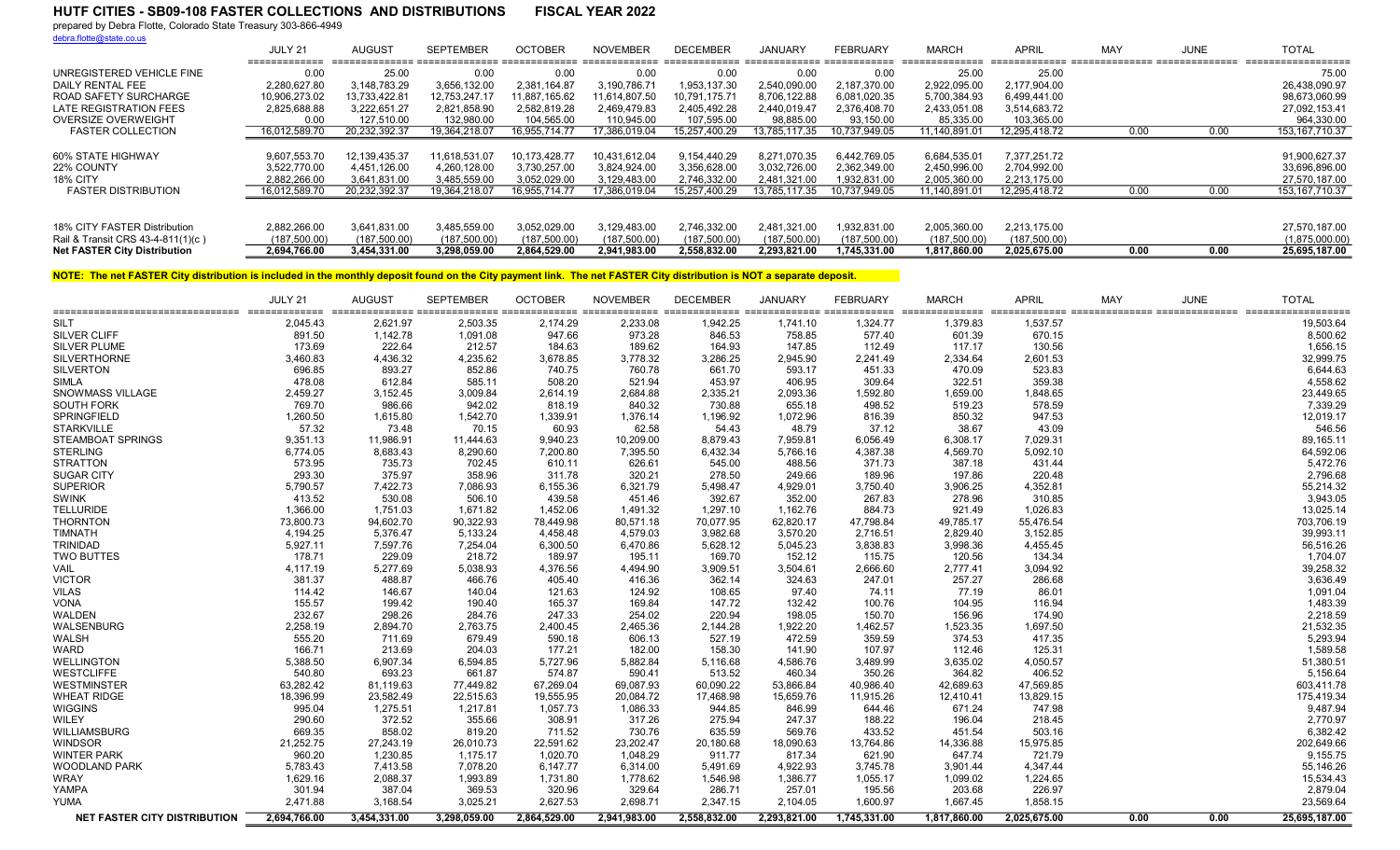# HUTF CITIES - SB09-108 FASTER COLLECTIONS AND DISTRIBUTIONS FISCAL YEAR 2022

prepared by Debra Flotte, Colorado State Treasury 303-866-4949
debra.flotte@state.co.us

| | JULY 21 | AUGUST | SEPTEMBER | OCTOBER | NOVEMBER | DECEMBER | JANUARY | FEBRUARY | MARCH | APRIL | MAY | JUNE | TOTAL |
|---|---|---|---|---|---|---|---|---|---|---|---|---|---|
| UNREGISTERED VEHICLE FINE | 0.00 | 25.00 | 0.00 | 0.00 | 0.00 | 0.00 | 0.00 | 0.00 | 25.00 | 25.00 | | | 75.00 |
| DAILY RENTAL FEE | 2,280,627.80 | 3,148,783.29 | 3,656,132.00 | 2,381,164.87 | 3,190,786.71 | 1,953,137.30 | 2,540,090.00 | 2,187,370.00 | 2,922,095.00 | 2,177,904.00 | | | 26,438,090.97 |
| ROAD SAFETY SURCHARGE | 10,906,273.02 | 13,733,422.81 | 12,753,247.17 | 11,887,165.62 | 11,614,807.50 | 10,791,175.71 | 8,706,122.88 | 6,081,020.35 | 5,700,384.93 | 6,499,441.00 | | | 98,673,060.99 |
| LATE REGISTRATION FEES | 2,825,688.88 | 3,222,651.27 | 2,821,858.90 | 2,582,819.28 | 2,469,479.83 | 2,405,492.28 | 2,440,019.47 | 2,376,408.70 | 2,433,051.08 | 3,514,683.72 | | | 27,092,153.41 |
| OVERSIZE OVERWEIGHT | 0.00 | 127,510.00 | 132,980.00 | 104,565.00 | 110,945.00 | 107,595.00 | 98,885.00 | 93,150.00 | 85,335.00 | 103,365.00 | | | 964,330.00 |
| FASTER COLLECTION | 16,012,589.70 | 20,232,392.37 | 19,364,218.07 | 16,955,714.77 | 17,386,019.04 | 15,257,400.29 | 13,785,117.35 | 10,737,949.05 | 11,140,891.01 | 12,295,418.72 | 0.00 | 0.00 | 153,167,710.37 |
| 60% STATE HIGHWAY | 9,607,553.70 | 12,139,435.37 | 11,618,531.07 | 10,173,428.77 | 10,431,612.04 | 9,154,440.29 | 8,271,070.35 | 6,442,769.05 | 6,684,535.01 | 7,377,251.72 | | | 91,900,627.37 |
| 22% COUNTY | 3,522,770.00 | 4,451,126.00 | 4,260,128.00 | 3,730,257.00 | 3,824,924.00 | 3,356,628.00 | 3,032,726.00 | 2,362,349.00 | 2,450,996.00 | 2,704,992.00 | | | 33,696,896.00 |
| 18% CITY | 2,882,266.00 | 3,641,831.00 | 3,485,559.00 | 3,052,029.00 | 3,129,483.00 | 2,746,332.00 | 2,481,321.00 | 1,932,831.00 | 2,005,360.00 | 2,213,175.00 | | | 27,570,187.00 |
| FASTER DISTRIBUTION | 16,012,589.70 | 20,232,392.37 | 19,364,218.07 | 16,955,714.77 | 17,386,019.04 | 15,257,400.29 | 13,785,117.35 | 10,737,949.05 | 11,140,891.01 | 12,295,418.72 | 0.00 | 0.00 | 153,167,710.37 |
| 18% City FASTER Distribution | 2,882,266.00 | 3,641,831.00 | 3,485,559.00 | 3,052,029.00 | 3,129,483.00 | 2,746,332.00 | 2,481,321.00 | 1,932,831.00 | 2,005,360.00 | 2,213,175.00 | | | 27,570,187.00 |
| Rail & Transit CRS 43-4-811(1)(c ) | (187,500.00) | (187,500.00) | (187,500.00) | (187,500.00) | (187,500.00) | (187,500.00) | (187,500.00) | (187,500.00) | (187,500.00) | (187,500.00) | | | (1,875,000.00) |
| **Net FASTER City Distribution** | **2,694,766.00** | **3,454,331.00** | **3,298,059.00** | **2,864,529.00** | **2,941,983.00** | **2,558,832.00** | **2,293,821.00** | **1,745,331.00** | **1,817,860.00** | **2,025,675.00** | **0.00** | **0.00** | **25,695,187.00** |

**NOTE: The net FASTER City distribution is included in the monthly deposit found on the City payment link. The net FASTER City distribution is NOT a separate deposit.**

| | JULY 21 | AUGUST | SEPTEMBER | OCTOBER | NOVEMBER | DECEMBER | JANUARY | FEBRUARY | MARCH | APRIL | MAY | JUNE | TOTAL |
|---|---|---|---|---|---|---|---|---|---|---|---|---|---|
| SILT | 2,045.43 | 2,621.97 | 2,503.35 | 2,174.29 | 2,233.08 | 1,942.25 | 1,741.10 | 1,324.77 | 1,379.83 | 1,537.57 | | | 19,503.64 |
| SILVER CLIFF | 891.50 | 1,142.78 | 1,091.08 | 947.66 | 973.28 | 846.53 | 758.85 | 577.40 | 601.39 | 670.15 | | | 8,500.62 |
| SILVER PLUME | 173.69 | 222.64 | 212.57 | 184.63 | 189.62 | 164.93 | 147.85 | 112.49 | 117.17 | 130.56 | | | 1,656.15 |
| SILVERTHORNE | 3,460.83 | 4,436.32 | 4,235.62 | 3,678.85 | 3,778.32 | 3,286.25 | 2,945.90 | 2,241.49 | 2,334.64 | 2,601.53 | | | 32,999.75 |
| SILVERTON | 696.85 | 893.27 | 852.86 | 740.75 | 760.78 | 661.70 | 593.17 | 451.33 | 470.09 | 523.83 | | | 6,644.63 |
| SIMLA | 478.08 | 612.84 | 585.11 | 508.20 | 521.94 | 453.97 | 406.95 | 309.64 | 322.51 | 359.38 | | | 4,558.62 |
| SNOWMASS VILLAGE | 2,459.27 | 3,152.45 | 3,009.84 | 2,614.19 | 2,684.88 | 2,335.21 | 2,093.36 | 1,592.80 | 1,659.00 | 1,848.65 | | | 23,449.65 |
| SOUTH FORK | 769.70 | 986.66 | 942.02 | 818.19 | 840.32 | 730.88 | 655.18 | 498.52 | 519.23 | 578.59 | | | 7,339.29 |
| SPRINGFIELD | 1,260.50 | 1,615.80 | 1,542.70 | 1,339.91 | 1,376.14 | 1,196.92 | 1,072.96 | 816.39 | 850.32 | 947.53 | | | 12,019.17 |
| STARKVILLE | 57.32 | 73.48 | 70.15 | 60.93 | 62.58 | 54.43 | 48.79 | 37.12 | 38.67 | 43.09 | | | 546.56 |
| STEAMBOAT SPRINGS | 9,351.13 | 11,986.91 | 11,444.63 | 9,940.23 | 10,209.00 | 8,879.43 | 7,959.81 | 6,056.49 | 6,308.17 | 7,029.31 | | | 89,165.11 |
| STERLING | 6,774.05 | 8,683.43 | 8,290.60 | 7,200.80 | 7,395.50 | 6,432.34 | 5,766.16 | 4,387.38 | 4,569.70 | 5,092.10 | | | 64,592.06 |
| STRATTON | 573.95 | 735.73 | 702.45 | 610.11 | 626.61 | 545.00 | 488.56 | 371.73 | 387.18 | 431.44 | | | 5,472.76 |
| SUGAR CITY | 293.30 | 375.97 | 358.96 | 311.78 | 320.21 | 278.50 | 249.66 | 189.96 | 197.86 | 220.48 | | | 2,796.68 |
| SUPERIOR | 5,790.57 | 7,422.73 | 7,086.93 | 6,155.36 | 6,321.79 | 5,498.47 | 4,929.01 | 3,750.40 | 3,906.25 | 4,352.81 | | | 55,214.32 |
| SWINK | 413.52 | 530.08 | 506.10 | 439.58 | 451.46 | 392.67 | 352.00 | 267.83 | 278.96 | 310.85 | | | 3,943.05 |
| TELLURIDE | 1,366.00 | 1,751.03 | 1,671.82 | 1,452.06 | 1,491.32 | 1,297.10 | 1,162.76 | 884.73 | 921.49 | 1,026.83 | | | 13,025.14 |
| THORNTON | 73,800.73 | 94,602.70 | 90,322.93 | 78,449.98 | 80,571.18 | 70,077.95 | 62,820.17 | 47,798.84 | 49,785.17 | 55,476.54 | | | 703,706.19 |
| TIMNATH | 4,194.25 | 5,376.47 | 5,133.24 | 4,458.48 | 4,579.03 | 3,982.68 | 3,570.20 | 2,716.51 | 2,829.40 | 3,152.85 | | | 39,993.11 |
| TRINIDAD | 5,927.11 | 7,597.76 | 7,254.04 | 6,300.50 | 6,470.86 | 5,628.12 | 5,045.23 | 3,838.83 | 3,998.36 | 4,455.45 | | | 56,516.26 |
| TWO BUTTES | 178.71 | 229.09 | 218.72 | 189.97 | 195.11 | 169.70 | 152.12 | 115.75 | 120.56 | 134.34 | | | 1,704.07 |
| VAIL | 4,117.19 | 5,277.69 | 5,038.93 | 4,376.56 | 4,494.90 | 3,909.51 | 3,504.61 | 2,666.60 | 2,777.41 | 3,094.92 | | | 39,258.32 |
| VICTOR | 381.37 | 488.87 | 466.76 | 405.40 | 416.36 | 362.14 | 324.63 | 247.01 | 257.27 | 286.68 | | | 3,636.49 |
| VILAS | 114.42 | 146.67 | 140.04 | 121.63 | 124.92 | 108.65 | 97.40 | 74.11 | 77.19 | 86.01 | | | 1,091.04 |
| VONA | 155.57 | 199.42 | 190.40 | 165.37 | 169.84 | 147.72 | 132.42 | 100.76 | 104.95 | 116.94 | | | 1,483.39 |
| WALDEN | 232.67 | 298.26 | 284.76 | 247.33 | 254.02 | 220.94 | 198.05 | 150.70 | 156.96 | 174.90 | | | 2,218.59 |
| WALSENBURG | 2,258.19 | 2,894.70 | 2,763.75 | 2,400.45 | 2,465.36 | 2,144.28 | 1,922.20 | 1,462.57 | 1,523.35 | 1,697.50 | | | 21,532.35 |
| WALSH | 555.20 | 711.69 | 679.49 | 590.18 | 606.13 | 527.19 | 472.59 | 359.59 | 374.53 | 417.35 | | | 5,293.94 |
| WARD | 166.71 | 213.69 | 204.03 | 177.21 | 182.00 | 158.30 | 141.90 | 107.97 | 112.46 | 125.31 | | | 1,589.58 |
| WELLINGTON | 5,388.50 | 6,907.34 | 6,594.85 | 5,727.96 | 5,882.84 | 5,116.68 | 4,586.76 | 3,489.99 | 3,635.02 | 4,050.57 | | | 51,380.51 |
| WESTCLIFFE | 540.80 | 693.23 | 661.87 | 574.87 | 590.41 | 513.52 | 460.34 | 350.26 | 364.82 | 406.52 | | | 5,156.64 |
| WESTMINSTER | 63,282.42 | 81,119.63 | 77,449.82 | 67,269.04 | 69,087.93 | 60,090.22 | 53,866.84 | 40,986.40 | 42,689.63 | 47,569.85 | | | 603,411.78 |
| WHEAT RIDGE | 18,396.99 | 23,582.49 | 22,515.63 | 19,555.95 | 20,084.72 | 17,468.98 | 15,659.76 | 11,915.26 | 12,410.41 | 13,829.15 | | | 175,419.34 |
| WIGGINS | 995.04 | 1,275.51 | 1,217.81 | 1,057.73 | 1,086.33 | 944.85 | 846.99 | 644.46 | 671.24 | 747.98 | | | 9,487.94 |
| WILEY | 290.60 | 372.52 | 355.66 | 308.91 | 317.26 | 275.94 | 247.37 | 188.22 | 196.04 | 218.45 | | | 2,770.97 |
| WILLIAMSBURG | 669.35 | 858.02 | 819.20 | 711.52 | 730.76 | 635.59 | 569.76 | 433.52 | 451.54 | 503.16 | | | 6,382.42 |
| WINDSOR | 21,252.75 | 27,243.19 | 26,010.73 | 22,591.62 | 23,202.47 | 20,180.68 | 18,090.63 | 13,764.86 | 14,336.88 | 15,975.85 | | | 202,649.66 |
| WINTER PARK | 960.20 | 1,230.85 | 1,175.17 | 1,020.70 | 1,048.29 | 911.77 | 817.34 | 621.90 | 647.74 | 721.79 | | | 9,155.75 |
| WOODLAND PARK | 5,783.43 | 7,413.58 | 7,078.20 | 6,147.77 | 6,314.00 | 5,491.69 | 4,922.93 | 3,745.78 | 3,901.44 | 4,347.44 | | | 55,146.26 |
| WRAY | 1,629.16 | 2,088.37 | 1,993.89 | 1,731.80 | 1,778.62 | 1,546.98 | 1,386.77 | 1,055.17 | 1,099.02 | 1,224.65 | | | 15,534.43 |
| YAMPA | 301.94 | 387.04 | 369.53 | 320.96 | 329.64 | 286.71 | 257.01 | 195.56 | 203.68 | 226.97 | | | 2,879.04 |
| YUMA | 2,471.88 | 3,168.54 | 3,025.21 | 2,627.53 | 2,698.71 | 2,347.15 | 2,104.05 | 1,600.97 | 1,667.45 | 1,858.15 | | | 23,569.64 |
| **NET FASTER CITY DISTRIBUTION** | **2,694,766.00** | **3,454,331.00** | **3,298,059.00** | **2,864,529.00** | **2,941,983.00** | **2,558,832.00** | **2,293,821.00** | **1,745,331.00** | **1,817,860.00** | **2,025,675.00** | **0.00** | **0.00** | **25,695,187.00** |